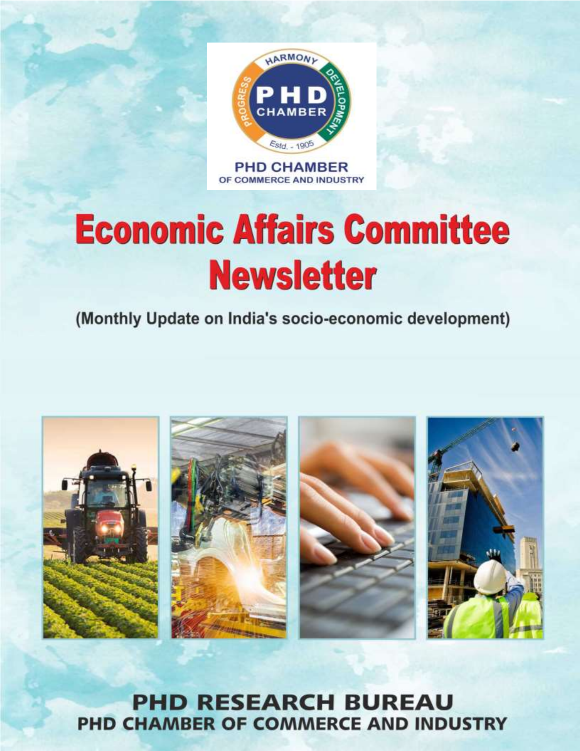PHD CHAMBER OF COMMERCE AND INDUSTRY

# Economic Affairs Committee Newsletter

(Monthly Update on India's socio-economic development)

**PHD RESEARCH BUREAU**
**PHD CHAMBER OF COMMERCE AND INDUSTRY**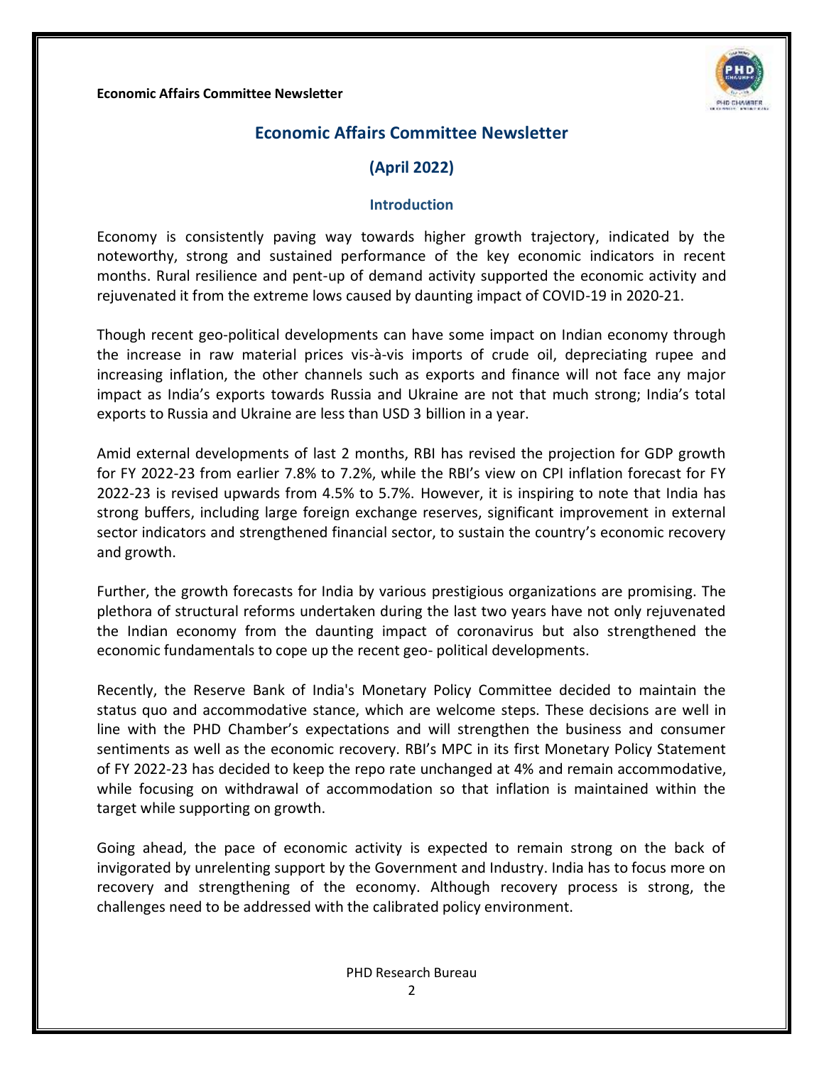# Economic Affairs Committee Newsletter

## (April 2022)

### Introduction

Economy is consistently paving way towards higher growth trajectory, indicated by the noteworthy, strong and sustained performance of the key economic indicators in recent months. Rural resilience and pent-up of demand activity supported the economic activity and rejuvenated it from the extreme lows caused by daunting impact of COVID-19 in 2020-21.

Though recent geo-political developments can have some impact on Indian economy through the increase in raw material prices vis-à-vis imports of crude oil, depreciating rupee and increasing inflation, the other channels such as exports and finance will not face any major impact as India's exports towards Russia and Ukraine are not that much strong; India's total exports to Russia and Ukraine are less than USD 3 billion in a year.

Amid external developments of last 2 months, RBI has revised the projection for GDP growth for FY 2022-23 from earlier 7.8% to 7.2%, while the RBI's view on CPI inflation forecast for FY 2022-23 is revised upwards from 4.5% to 5.7%. However, it is inspiring to note that India has strong buffers, including large foreign exchange reserves, significant improvement in external sector indicators and strengthened financial sector, to sustain the country's economic recovery and growth.

Further, the growth forecasts for India by various prestigious organizations are promising. The plethora of structural reforms undertaken during the last two years have not only rejuvenated the Indian economy from the daunting impact of coronavirus but also strengthened the economic fundamentals to cope up the recent geo- political developments.

Recently, the Reserve Bank of India's Monetary Policy Committee decided to maintain the status quo and accommodative stance, which are welcome steps. These decisions are well in line with the PHD Chamber's expectations and will strengthen the business and consumer sentiments as well as the economic recovery. RBI's MPC in its first Monetary Policy Statement of FY 2022-23 has decided to keep the repo rate unchanged at 4% and remain accommodative, while focusing on withdrawal of accommodation so that inflation is maintained within the target while supporting on growth.

Going ahead, the pace of economic activity is expected to remain strong on the back of invigorated by unrelenting support by the Government and Industry. India has to focus more on recovery and strengthening of the economy. Although recovery process is strong, the challenges need to be addressed with the calibrated policy environment.

PHD Research Bureau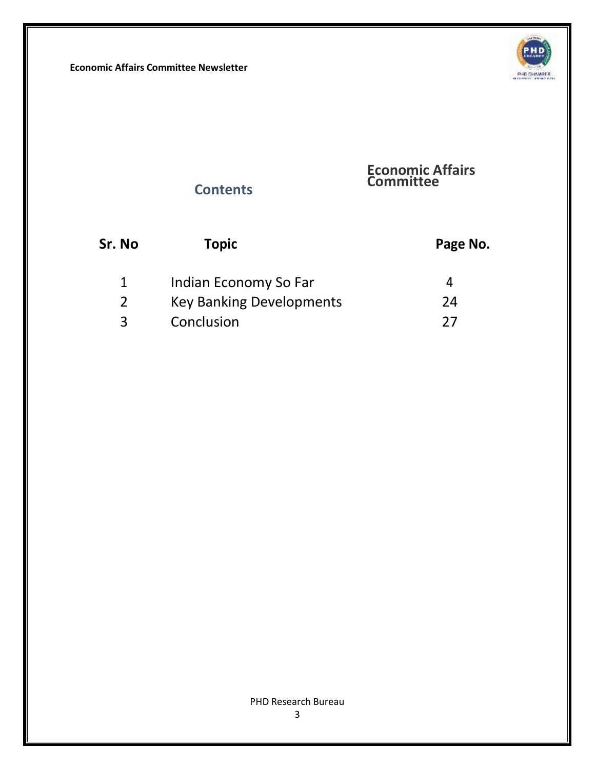## Economic Affairs Committee

## Contents

| Sr. No | Topic | Page No. |
|---|---|---|
| 1 | Indian Economy So Far | 4 |
| 2 | Key Banking Developments | 24 |
| 3 | Conclusion | 27 |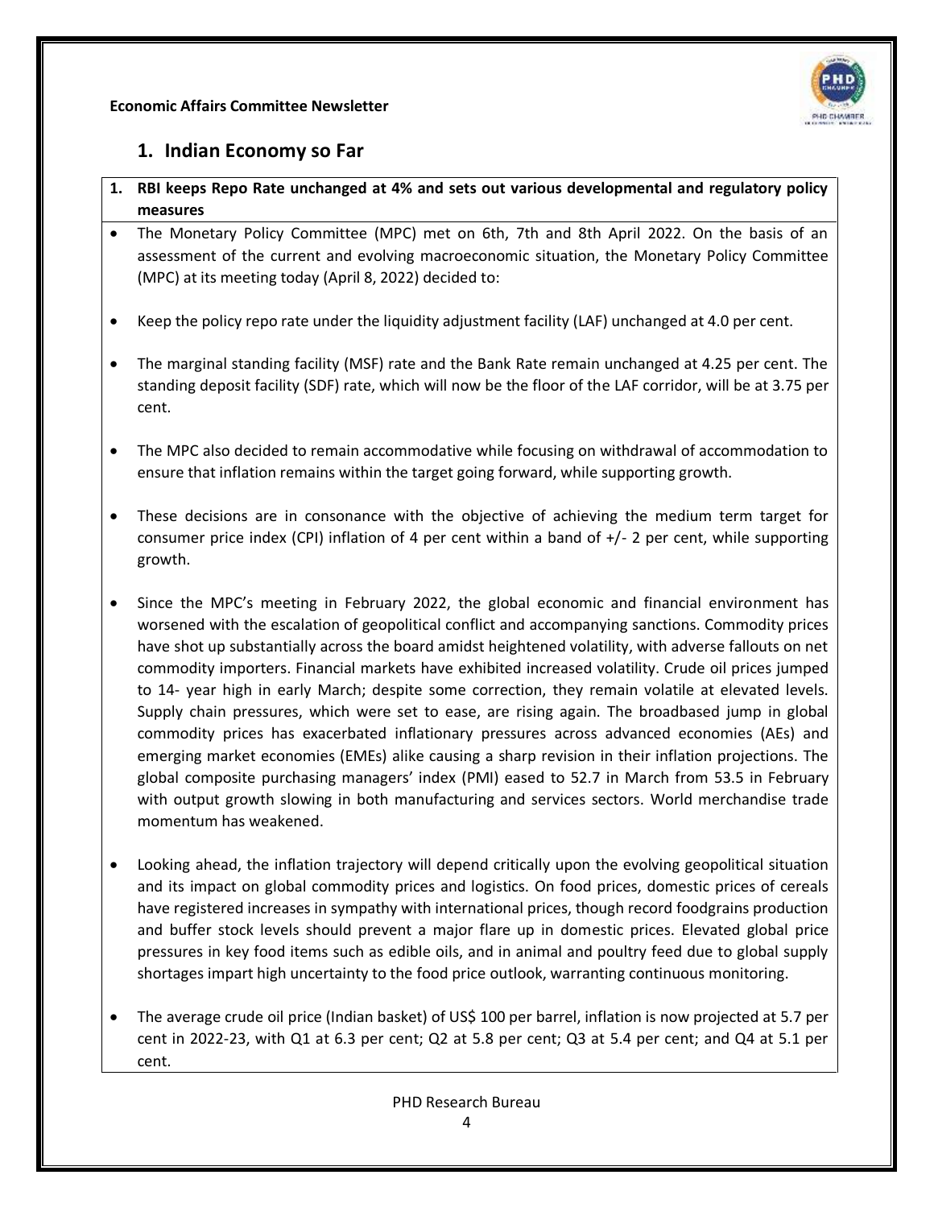## 1. Indian Economy so Far

**1. RBI keeps Repo Rate unchanged at 4% and sets out various developmental and regulatory policy measures**

- The Monetary Policy Committee (MPC) met on 6th, 7th and 8th April 2022. On the basis of an assessment of the current and evolving macroeconomic situation, the Monetary Policy Committee (MPC) at its meeting today (April 8, 2022) decided to:

- Keep the policy repo rate under the liquidity adjustment facility (LAF) unchanged at 4.0 per cent.

- The marginal standing facility (MSF) rate and the Bank Rate remain unchanged at 4.25 per cent. The standing deposit facility (SDF) rate, which will now be the floor of the LAF corridor, will be at 3.75 per cent.

- The MPC also decided to remain accommodative while focusing on withdrawal of accommodation to ensure that inflation remains within the target going forward, while supporting growth.

- These decisions are in consonance with the objective of achieving the medium term target for consumer price index (CPI) inflation of 4 per cent within a band of +/- 2 per cent, while supporting growth.

- Since the MPC's meeting in February 2022, the global economic and financial environment has worsened with the escalation of geopolitical conflict and accompanying sanctions. Commodity prices have shot up substantially across the board amidst heightened volatility, with adverse fallouts on net commodity importers. Financial markets have exhibited increased volatility. Crude oil prices jumped to 14- year high in early March; despite some correction, they remain volatile at elevated levels. Supply chain pressures, which were set to ease, are rising again. The broadbased jump in global commodity prices has exacerbated inflationary pressures across advanced economies (AEs) and emerging market economies (EMEs) alike causing a sharp revision in their inflation projections. The global composite purchasing managers' index (PMI) eased to 52.7 in March from 53.5 in February with output growth slowing in both manufacturing and services sectors. World merchandise trade momentum has weakened.

- Looking ahead, the inflation trajectory will depend critically upon the evolving geopolitical situation and its impact on global commodity prices and logistics. On food prices, domestic prices of cereals have registered increases in sympathy with international prices, though record foodgrains production and buffer stock levels should prevent a major flare up in domestic prices. Elevated global price pressures in key food items such as edible oils, and in animal and poultry feed due to global supply shortages impart high uncertainty to the food price outlook, warranting continuous monitoring.

- The average crude oil price (Indian basket) of US$ 100 per barrel, inflation is now projected at 5.7 per cent in 2022-23, with Q1 at 6.3 per cent; Q2 at 5.8 per cent; Q3 at 5.4 per cent; and Q4 at 5.1 per cent.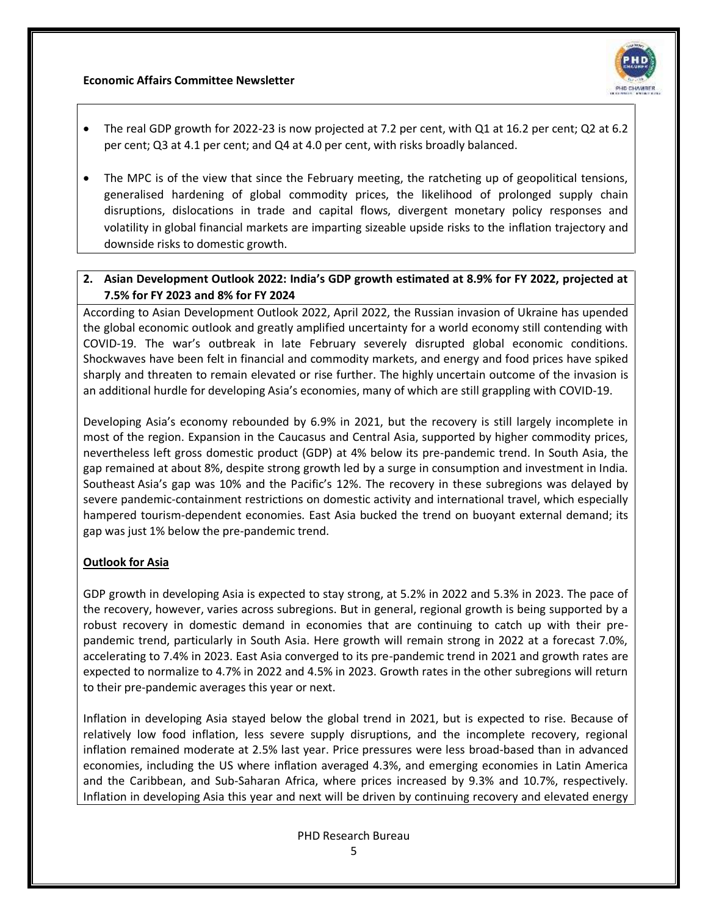- The real GDP growth for 2022-23 is now projected at 7.2 per cent, with Q1 at 16.2 per cent; Q2 at 6.2 per cent; Q3 at 4.1 per cent; and Q4 at 4.0 per cent, with risks broadly balanced.
- The MPC is of the view that since the February meeting, the ratcheting up of geopolitical tensions, generalised hardening of global commodity prices, the likelihood of prolonged supply chain disruptions, dislocations in trade and capital flows, divergent monetary policy responses and volatility in global financial markets are imparting sizeable upside risks to the inflation trajectory and downside risks to domestic growth.

**2. Asian Development Outlook 2022: India's GDP growth estimated at 8.9% for FY 2022, projected at 7.5% for FY 2023 and 8% for FY 2024**

According to Asian Development Outlook 2022, April 2022, the Russian invasion of Ukraine has upended the global economic outlook and greatly amplified uncertainty for a world economy still contending with COVID-19. The war's outbreak in late February severely disrupted global economic conditions. Shockwaves have been felt in financial and commodity markets, and energy and food prices have spiked sharply and threaten to remain elevated or rise further. The highly uncertain outcome of the invasion is an additional hurdle for developing Asia's economies, many of which are still grappling with COVID-19.

Developing Asia's economy rebounded by 6.9% in 2021, but the recovery is still largely incomplete in most of the region. Expansion in the Caucasus and Central Asia, supported by higher commodity prices, nevertheless left gross domestic product (GDP) at 4% below its pre-pandemic trend. In South Asia, the gap remained at about 8%, despite strong growth led by a surge in consumption and investment in India. Southeast Asia's gap was 10% and the Pacific's 12%. The recovery in these subregions was delayed by severe pandemic-containment restrictions on domestic activity and international travel, which especially hampered tourism-dependent economies. East Asia bucked the trend on buoyant external demand; its gap was just 1% below the pre-pandemic trend.

**Outlook for Asia**

GDP growth in developing Asia is expected to stay strong, at 5.2% in 2022 and 5.3% in 2023. The pace of the recovery, however, varies across subregions. But in general, regional growth is being supported by a robust recovery in domestic demand in economies that are continuing to catch up with their pre-pandemic trend, particularly in South Asia. Here growth will remain strong in 2022 at a forecast 7.0%, accelerating to 7.4% in 2023. East Asia converged to its pre-pandemic trend in 2021 and growth rates are expected to normalize to 4.7% in 2022 and 4.5% in 2023. Growth rates in the other subregions will return to their pre-pandemic averages this year or next.

Inflation in developing Asia stayed below the global trend in 2021, but is expected to rise. Because of relatively low food inflation, less severe supply disruptions, and the incomplete recovery, regional inflation remained moderate at 2.5% last year. Price pressures were less broad-based than in advanced economies, including the US where inflation averaged 4.3%, and emerging economies in Latin America and the Caribbean, and Sub-Saharan Africa, where prices increased by 9.3% and 10.7%, respectively. Inflation in developing Asia this year and next will be driven by continuing recovery and elevated energy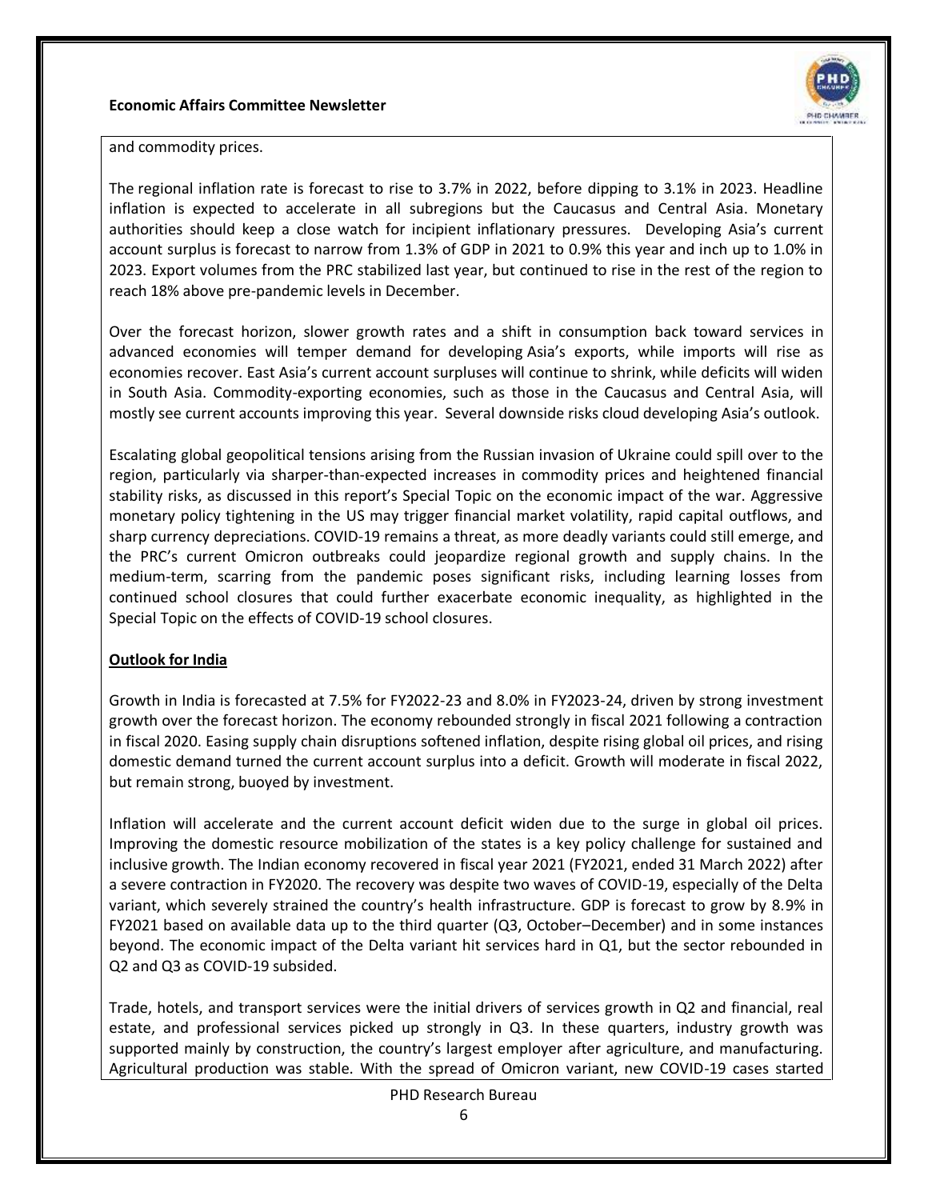and commodity prices.

The regional inflation rate is forecast to rise to 3.7% in 2022, before dipping to 3.1% in 2023. Headline inflation is expected to accelerate in all subregions but the Caucasus and Central Asia. Monetary authorities should keep a close watch for incipient inflationary pressures. Developing Asia's current account surplus is forecast to narrow from 1.3% of GDP in 2021 to 0.9% this year and inch up to 1.0% in 2023. Export volumes from the PRC stabilized last year, but continued to rise in the rest of the region to reach 18% above pre-pandemic levels in December.

Over the forecast horizon, slower growth rates and a shift in consumption back toward services in advanced economies will temper demand for developing Asia's exports, while imports will rise as economies recover. East Asia's current account surpluses will continue to shrink, while deficits will widen in South Asia. Commodity-exporting economies, such as those in the Caucasus and Central Asia, will mostly see current accounts improving this year. Several downside risks cloud developing Asia's outlook.

Escalating global geopolitical tensions arising from the Russian invasion of Ukraine could spill over to the region, particularly via sharper-than-expected increases in commodity prices and heightened financial stability risks, as discussed in this report's Special Topic on the economic impact of the war. Aggressive monetary policy tightening in the US may trigger financial market volatility, rapid capital outflows, and sharp currency depreciations. COVID-19 remains a threat, as more deadly variants could still emerge, and the PRC's current Omicron outbreaks could jeopardize regional growth and supply chains. In the medium-term, scarring from the pandemic poses significant risks, including learning losses from continued school closures that could further exacerbate economic inequality, as highlighted in the Special Topic on the effects of COVID-19 school closures.

**Outlook for India**

Growth in India is forecasted at 7.5% for FY2022-23 and 8.0% in FY2023-24, driven by strong investment growth over the forecast horizon. The economy rebounded strongly in fiscal 2021 following a contraction in fiscal 2020. Easing supply chain disruptions softened inflation, despite rising global oil prices, and rising domestic demand turned the current account surplus into a deficit. Growth will moderate in fiscal 2022, but remain strong, buoyed by investment.

Inflation will accelerate and the current account deficit widen due to the surge in global oil prices. Improving the domestic resource mobilization of the states is a key policy challenge for sustained and inclusive growth. The Indian economy recovered in fiscal year 2021 (FY2021, ended 31 March 2022) after a severe contraction in FY2020. The recovery was despite two waves of COVID-19, especially of the Delta variant, which severely strained the country's health infrastructure. GDP is forecast to grow by 8.9% in FY2021 based on available data up to the third quarter (Q3, October–December) and in some instances beyond. The economic impact of the Delta variant hit services hard in Q1, but the sector rebounded in Q2 and Q3 as COVID-19 subsided.

Trade, hotels, and transport services were the initial drivers of services growth in Q2 and financial, real estate, and professional services picked up strongly in Q3. In these quarters, industry growth was supported mainly by construction, the country's largest employer after agriculture, and manufacturing. Agricultural production was stable. With the spread of Omicron variant, new COVID-19 cases started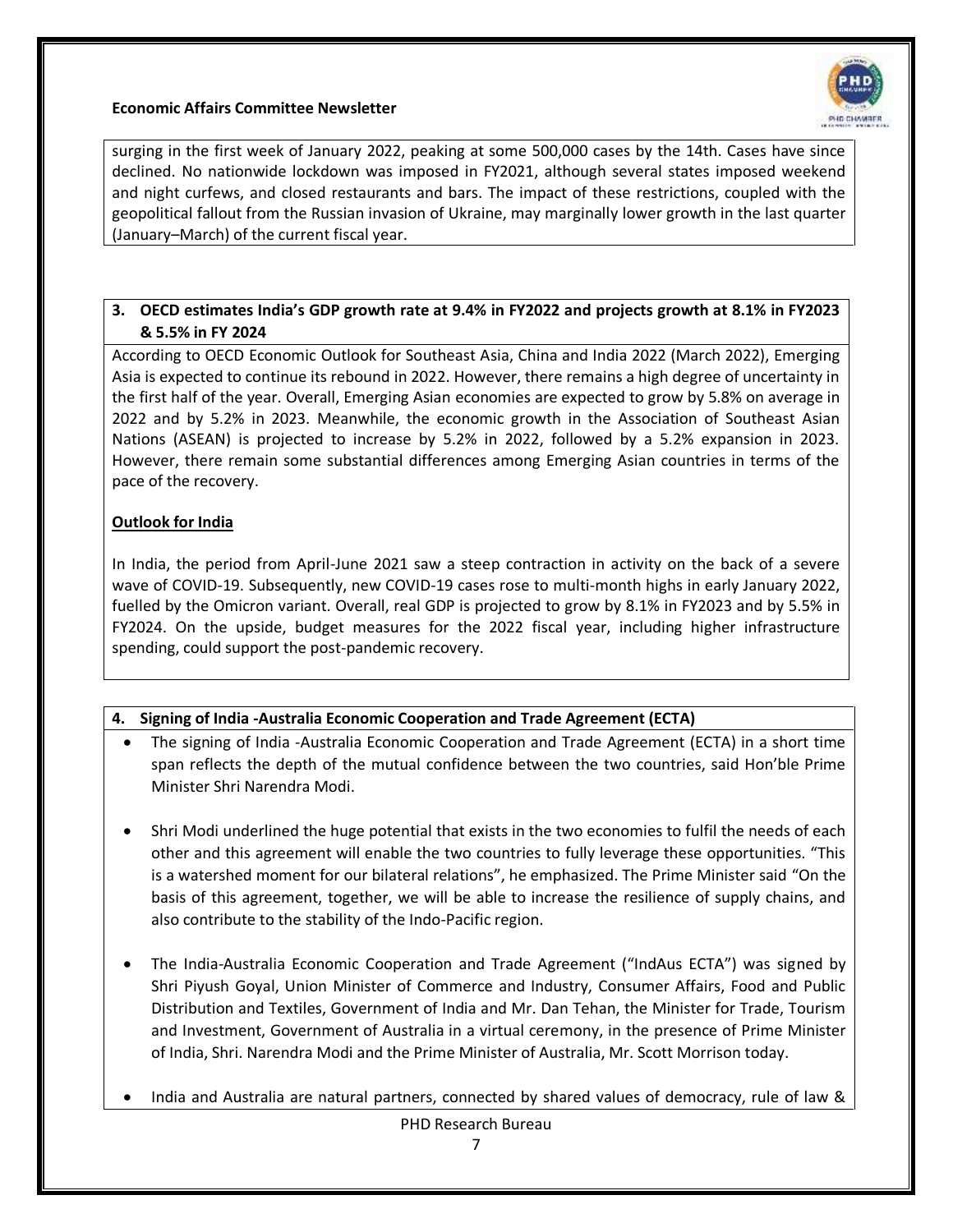surging in the first week of January 2022, peaking at some 500,000 cases by the 14th. Cases have since declined. No nationwide lockdown was imposed in FY2021, although several states imposed weekend and night curfews, and closed restaurants and bars. The impact of these restrictions, coupled with the geopolitical fallout from the Russian invasion of Ukraine, may marginally lower growth in the last quarter (January–March) of the current fiscal year.

### 3. OECD estimates India's GDP growth rate at 9.4% in FY2022 and projects growth at 8.1% in FY2023 & 5.5% in FY 2024

According to OECD Economic Outlook for Southeast Asia, China and India 2022 (March 2022), Emerging Asia is expected to continue its rebound in 2022. However, there remains a high degree of uncertainty in the first half of the year. Overall, Emerging Asian economies are expected to grow by 5.8% on average in 2022 and by 5.2% in 2023. Meanwhile, the economic growth in the Association of Southeast Asian Nations (ASEAN) is projected to increase by 5.2% in 2022, followed by a 5.2% expansion in 2023. However, there remain some substantial differences among Emerging Asian countries in terms of the pace of the recovery.

**Outlook for India**

In India, the period from April-June 2021 saw a steep contraction in activity on the back of a severe wave of COVID-19. Subsequently, new COVID-19 cases rose to multi-month highs in early January 2022, fuelled by the Omicron variant. Overall, real GDP is projected to grow by 8.1% in FY2023 and by 5.5% in FY2024. On the upside, budget measures for the 2022 fiscal year, including higher infrastructure spending, could support the post-pandemic recovery.

### 4. Signing of India -Australia Economic Cooperation and Trade Agreement (ECTA)

- The signing of India -Australia Economic Cooperation and Trade Agreement (ECTA) in a short time span reflects the depth of the mutual confidence between the two countries, said Hon'ble Prime Minister Shri Narendra Modi.

- Shri Modi underlined the huge potential that exists in the two economies to fulfil the needs of each other and this agreement will enable the two countries to fully leverage these opportunities. "This is a watershed moment for our bilateral relations", he emphasized. The Prime Minister said "On the basis of this agreement, together, we will be able to increase the resilience of supply chains, and also contribute to the stability of the Indo-Pacific region.

- The India-Australia Economic Cooperation and Trade Agreement ("IndAus ECTA") was signed by Shri Piyush Goyal, Union Minister of Commerce and Industry, Consumer Affairs, Food and Public Distribution and Textiles, Government of India and Mr. Dan Tehan, the Minister for Trade, Tourism and Investment, Government of Australia in a virtual ceremony, in the presence of Prime Minister of India, Shri. Narendra Modi and the Prime Minister of Australia, Mr. Scott Morrison today.

- India and Australia are natural partners, connected by shared values of democracy, rule of law &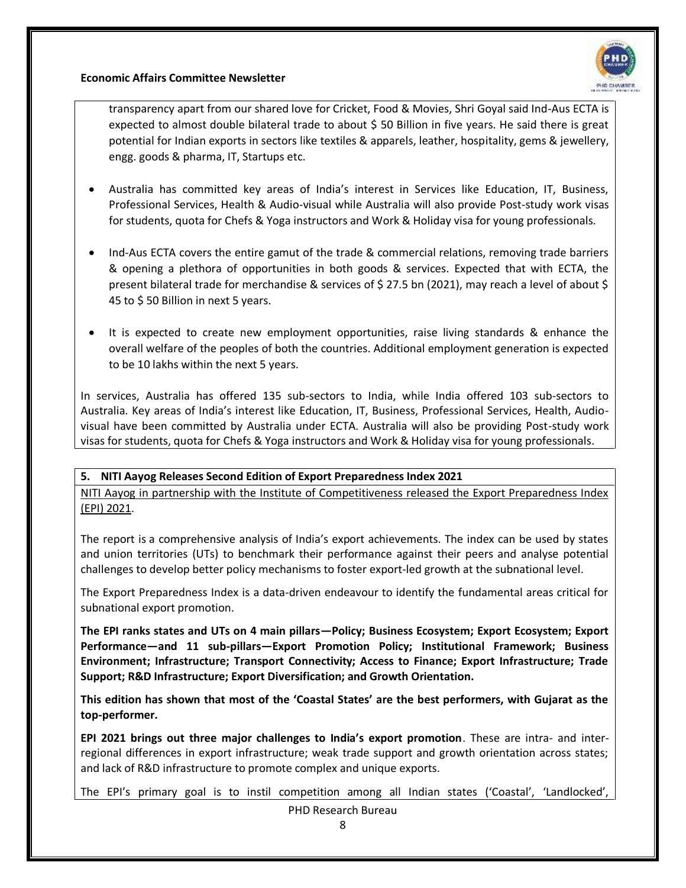transparency apart from our shared love for Cricket, Food & Movies, Shri Goyal said Ind-Aus ECTA is expected to almost double bilateral trade to about $ 50 Billion in five years. He said there is great potential for Indian exports in sectors like textiles & apparels, leather, hospitality, gems & jewellery, engg. goods & pharma, IT, Startups etc.

- Australia has committed key areas of India's interest in Services like Education, IT, Business, Professional Services, Health & Audio-visual while Australia will also provide Post-study work visas for students, quota for Chefs & Yoga instructors and Work & Holiday visa for young professionals.
- Ind-Aus ECTA covers the entire gamut of the trade & commercial relations, removing trade barriers & opening a plethora of opportunities in both goods & services. Expected that with ECTA, the present bilateral trade for merchandise & services of $ 27.5 bn (2021), may reach a level of about $ 45 to $ 50 Billion in next 5 years.
- It is expected to create new employment opportunities, raise living standards & enhance the overall welfare of the peoples of both the countries. Additional employment generation is expected to be 10 lakhs within the next 5 years.

In services, Australia has offered 135 sub-sectors to India, while India offered 103 sub-sectors to Australia. Key areas of India's interest like Education, IT, Business, Professional Services, Health, Audio-visual have been committed by Australia under ECTA. Australia will also be providing Post-study work visas for students, quota for Chefs & Yoga instructors and Work & Holiday visa for young professionals.

**5. NITI Aayog Releases Second Edition of Export Preparedness Index 2021**

NITI Aayog in partnership with the Institute of Competitiveness released the Export Preparedness Index (EPI) 2021.

The report is a comprehensive analysis of India's export achievements. The index can be used by states and union territories (UTs) to benchmark their performance against their peers and analyse potential challenges to develop better policy mechanisms to foster export-led growth at the subnational level.

The Export Preparedness Index is a data-driven endeavour to identify the fundamental areas critical for subnational export promotion.

**The EPI ranks states and UTs on 4 main pillars—Policy; Business Ecosystem; Export Ecosystem; Export Performance—and 11 sub-pillars—Export Promotion Policy; Institutional Framework; Business Environment; Infrastructure; Transport Connectivity; Access to Finance; Export Infrastructure; Trade Support; R&D Infrastructure; Export Diversification; and Growth Orientation.**

**This edition has shown that most of the 'Coastal States' are the best performers, with Gujarat as the top-performer.**

**EPI 2021 brings out three major challenges to India's export promotion**. These are intra- and inter-regional differences in export infrastructure; weak trade support and growth orientation across states; and lack of R&D infrastructure to promote complex and unique exports.

The EPI's primary goal is to instil competition among all Indian states ('Coastal', 'Landlocked',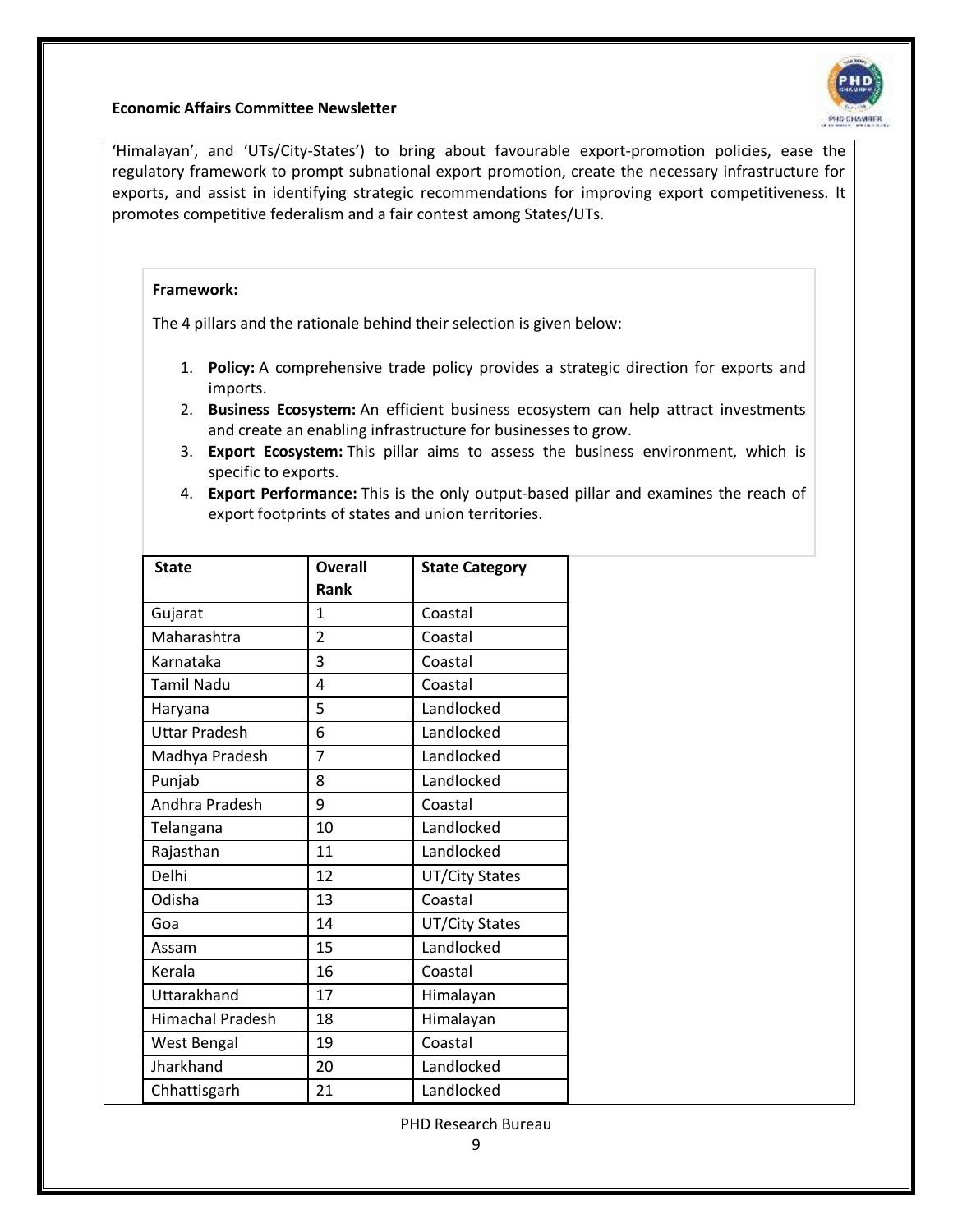'Himalayan', and 'UTs/City-States') to bring about favourable export-promotion policies, ease the regulatory framework to prompt subnational export promotion, create the necessary infrastructure for exports, and assist in identifying strategic recommendations for improving export competitiveness. It promotes competitive federalism and a fair contest among States/UTs.

**Framework:**

The 4 pillars and the rationale behind their selection is given below:

1. **Policy:** A comprehensive trade policy provides a strategic direction for exports and imports.
2. **Business Ecosystem:** An efficient business ecosystem can help attract investments and create an enabling infrastructure for businesses to grow.
3. **Export Ecosystem:** This pillar aims to assess the business environment, which is specific to exports.
4. **Export Performance:** This is the only output-based pillar and examines the reach of export footprints of states and union territories.

| State | Overall Rank | State Category |
|---|---|---|
| Gujarat | 1 | Coastal |
| Maharashtra | 2 | Coastal |
| Karnataka | 3 | Coastal |
| Tamil Nadu | 4 | Coastal |
| Haryana | 5 | Landlocked |
| Uttar Pradesh | 6 | Landlocked |
| Madhya Pradesh | 7 | Landlocked |
| Punjab | 8 | Landlocked |
| Andhra Pradesh | 9 | Coastal |
| Telangana | 10 | Landlocked |
| Rajasthan | 11 | Landlocked |
| Delhi | 12 | UT/City States |
| Odisha | 13 | Coastal |
| Goa | 14 | UT/City States |
| Assam | 15 | Landlocked |
| Kerala | 16 | Coastal |
| Uttarakhand | 17 | Himalayan |
| Himachal Pradesh | 18 | Himalayan |
| West Bengal | 19 | Coastal |
| Jharkhand | 20 | Landlocked |
| Chhattisgarh | 21 | Landlocked |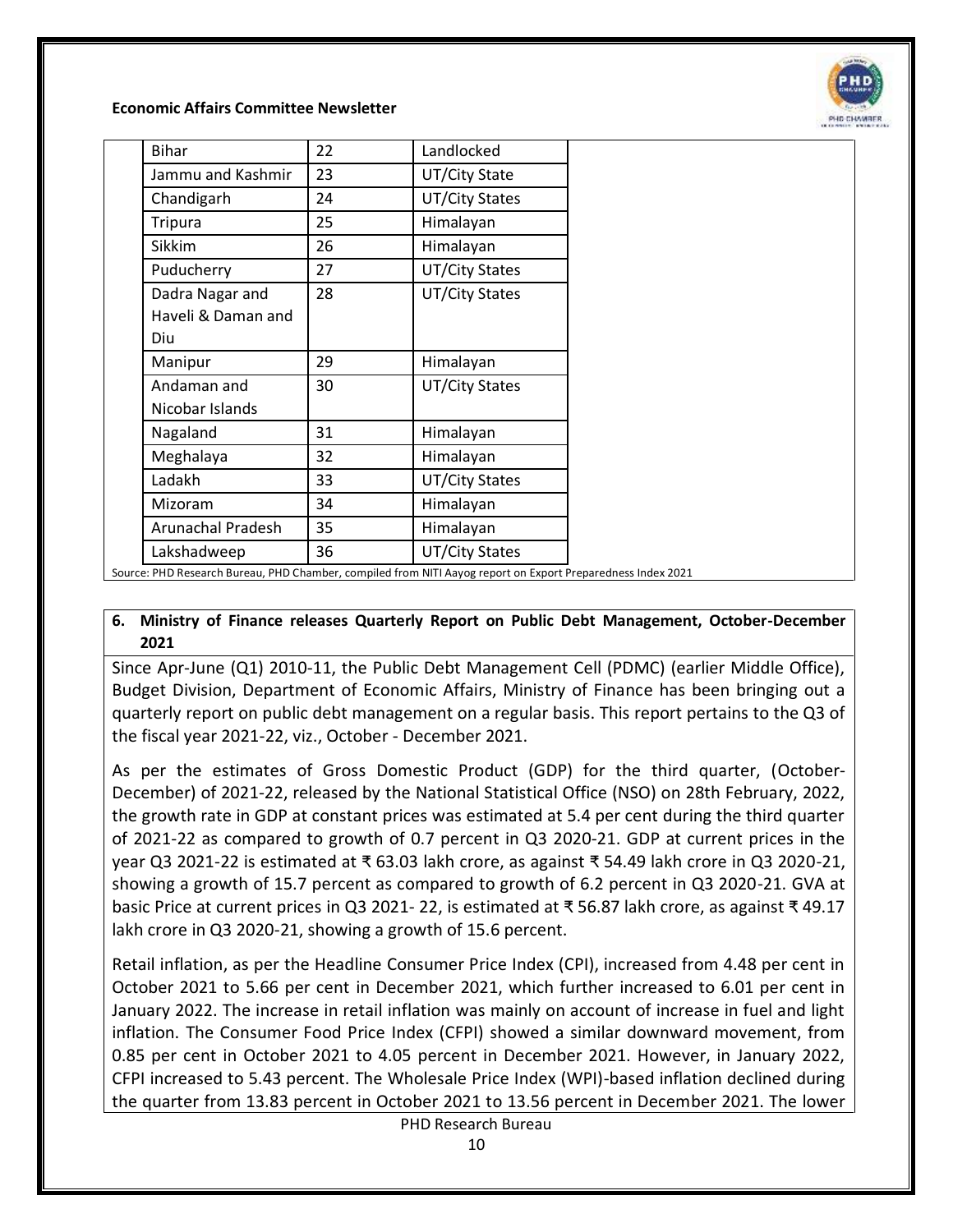| Bihar | 22 | Landlocked |
|---|---|---|
| Jammu and Kashmir | 23 | UT/City State |
| Chandigarh | 24 | UT/City States |
| Tripura | 25 | Himalayan |
| Sikkim | 26 | Himalayan |
| Puducherry | 27 | UT/City States |
| Dadra Nagar and Haveli & Daman and Diu | 28 | UT/City States |
| Manipur | 29 | Himalayan |
| Andaman and Nicobar Islands | 30 | UT/City States |
| Nagaland | 31 | Himalayan |
| Meghalaya | 32 | Himalayan |
| Ladakh | 33 | UT/City States |
| Mizoram | 34 | Himalayan |
| Arunachal Pradesh | 35 | Himalayan |
| Lakshadweep | 36 | UT/City States |

Source: PHD Research Bureau, PHD Chamber, compiled from NITI Aayog report on Export Preparedness Index 2021

## 6. Ministry of Finance releases Quarterly Report on Public Debt Management, October-December 2021

Since Apr-June (Q1) 2010-11, the Public Debt Management Cell (PDMC) (earlier Middle Office), Budget Division, Department of Economic Affairs, Ministry of Finance has been bringing out a quarterly report on public debt management on a regular basis. This report pertains to the Q3 of the fiscal year 2021-22, viz., October - December 2021.

As per the estimates of Gross Domestic Product (GDP) for the third quarter, (October-December) of 2021-22, released by the National Statistical Office (NSO) on 28th February, 2022, the growth rate in GDP at constant prices was estimated at 5.4 per cent during the third quarter of 2021-22 as compared to growth of 0.7 percent in Q3 2020-21. GDP at current prices in the year Q3 2021-22 is estimated at ₹ 63.03 lakh crore, as against ₹ 54.49 lakh crore in Q3 2020-21, showing a growth of 15.7 percent as compared to growth of 6.2 percent in Q3 2020-21. GVA at basic Price at current prices in Q3 2021- 22, is estimated at ₹ 56.87 lakh crore, as against ₹ 49.17 lakh crore in Q3 2020-21, showing a growth of 15.6 percent.

Retail inflation, as per the Headline Consumer Price Index (CPI), increased from 4.48 per cent in October 2021 to 5.66 per cent in December 2021, which further increased to 6.01 per cent in January 2022. The increase in retail inflation was mainly on account of increase in fuel and light inflation. The Consumer Food Price Index (CFPI) showed a similar downward movement, from 0.85 per cent in October 2021 to 4.05 percent in December 2021. However, in January 2022, CFPI increased to 5.43 percent. The Wholesale Price Index (WPI)-based inflation declined during the quarter from 13.83 percent in October 2021 to 13.56 percent in December 2021. The lower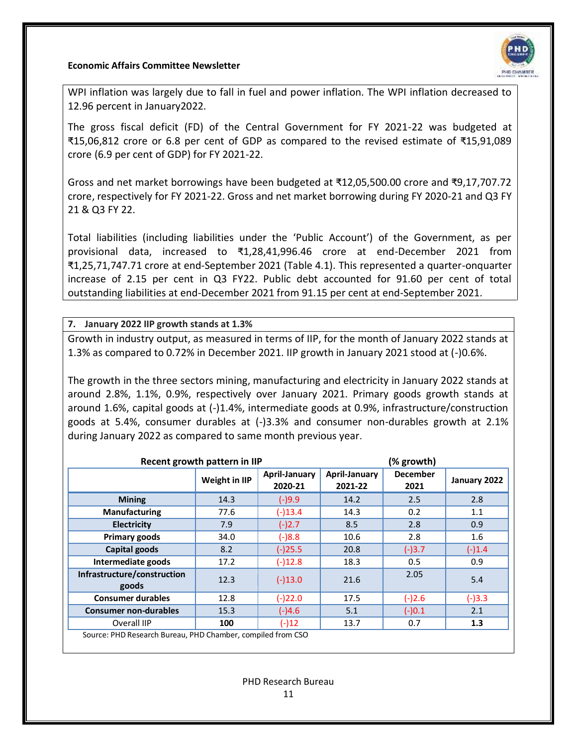WPI inflation was largely due to fall in fuel and power inflation. The WPI inflation decreased to 12.96 percent in January2022.

The gross fiscal deficit (FD) of the Central Government for FY 2021-22 was budgeted at ₹15,06,812 crore or 6.8 per cent of GDP as compared to the revised estimate of ₹15,91,089 crore (6.9 per cent of GDP) for FY 2021-22.

Gross and net market borrowings have been budgeted at ₹12,05,500.00 crore and ₹9,17,707.72 crore, respectively for FY 2021-22. Gross and net market borrowing during FY 2020-21 and Q3 FY 21 & Q3 FY 22.

Total liabilities (including liabilities under the 'Public Account') of the Government, as per provisional data, increased to ₹1,28,41,996.46 crore at end-December 2021 from ₹1,25,71,747.71 crore at end-September 2021 (Table 4.1). This represented a quarter-onquarter increase of 2.15 per cent in Q3 FY22. Public debt accounted for 91.60 per cent of total outstanding liabilities at end-December 2021 from 91.15 per cent at end-September 2021.

**7. January 2022 IIP growth stands at 1.3%**

Growth in industry output, as measured in terms of IIP, for the month of January 2022 stands at 1.3% as compared to 0.72% in December 2021. IIP growth in January 2021 stood at (-)0.6%.

The growth in the three sectors mining, manufacturing and electricity in January 2022 stands at around 2.8%, 1.1%, 0.9%, respectively over January 2021. Primary goods growth stands at around 1.6%, capital goods at (-)1.4%, intermediate goods at 0.9%, infrastructure/construction goods at 5.4%, consumer durables at (-)3.3% and consumer non-durables growth at 2.1% during January 2022 as compared to same month previous year.

**Recent growth pattern in IIP** (% growth)

| | Weight in IIP | April-January 2020-21 | April-January 2021-22 | December 2021 | January 2022 |
|---|---|---|---|---|---|
| **Mining** | 14.3 | (-)9.9 | 14.2 | 2.5 | 2.8 |
| **Manufacturing** | 77.6 | (-)13.4 | 14.3 | 0.2 | 1.1 |
| **Electricity** | 7.9 | (-)2.7 | 8.5 | 2.8 | 0.9 |
| **Primary goods** | 34.0 | (-)8.8 | 10.6 | 2.8 | 1.6 |
| **Capital goods** | 8.2 | (-)25.5 | 20.8 | (-)3.7 | (-)1.4 |
| **Intermediate goods** | 17.2 | (-)12.8 | 18.3 | 0.5 | 0.9 |
| **Infrastructure/construction goods** | 12.3 | (-)13.0 | 21.6 | 2.05 | 5.4 |
| **Consumer durables** | 12.8 | (-)22.0 | 17.5 | (-)2.6 | (-)3.3 |
| **Consumer non-durables** | 15.3 | (-)4.6 | 5.1 | (-)0.1 | 2.1 |
| Overall IIP | **100** | (-)12 | 13.7 | 0.7 | **1.3** |

Source: PHD Research Bureau, PHD Chamber, compiled from CSO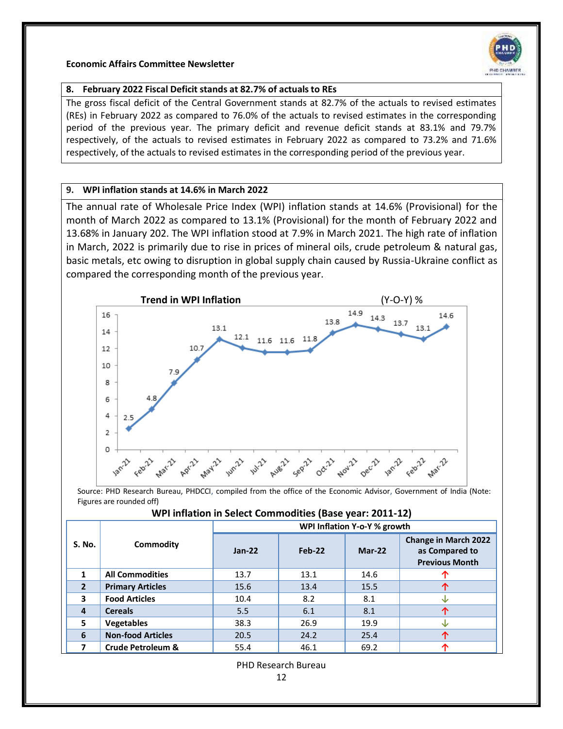## 8. February 2022 Fiscal Deficit stands at 82.7% of actuals to REs

The gross fiscal deficit of the Central Government stands at 82.7% of the actuals to revised estimates (REs) in February 2022 as compared to 76.0% of the actuals to revised estimates in the corresponding period of the previous year. The primary deficit and revenue deficit stands at 83.1% and 79.7% respectively, of the actuals to revised estimates in February 2022 as compared to 73.2% and 71.6% respectively, of the actuals to revised estimates in the corresponding period of the previous year.

## 9. WPI inflation stands at 14.6% in March 2022

The annual rate of Wholesale Price Index (WPI) inflation stands at 14.6% (Provisional) for the month of March 2022 as compared to 13.1% (Provisional) for the month of February 2022 and 13.68% in January 202. The WPI inflation stood at 7.9% in March 2021. The high rate of inflation in March, 2022 is primarily due to rise in prices of mineral oils, crude petroleum & natural gas, basic metals, etc owing to disruption in global supply chain caused by Russia-Ukraine conflict as compared the corresponding month of the previous year.

**Trend in WPI Inflation** (Y-O-Y) %

| Month | Jan-21 | Feb-21 | Mar-21 | Apr-21 | May-21 | Jun-21 | Jul-21 | Aug-21 | Sep-21 | Oct-21 | Nov-21 | Dec-21 | Jan-22 | Feb-22 | Mar-22 |
|---|---|---|---|---|---|---|---|---|---|---|---|---|---|---|---|
| WPI Inflation (%) | 2.5 | 4.8 | 7.9 | 10.7 | 13.1 | 12.1 | 11.6 | 11.6 | 11.8 | 13.8 | 14.9 | 14.3 | 13.7 | 13.1 | 14.6 |

Source: PHD Research Bureau, PHDCCI, compiled from the office of the Economic Advisor, Government of India (Note: Figures are rounded off)

**WPI inflation in Select Commodities (Base year: 2011-12)**

| S. No. | Commodity | WPI Inflation Y-o-Y % growth | | | |
|---|---|---|---|---|---|
| | | Jan-22 | Feb-22 | Mar-22 | Change in March 2022 as Compared to Previous Month |
| 1 | **All Commodities** | 13.7 | 13.1 | 14.6 | ↑ |
| 2 | **Primary Articles** | 15.6 | 13.4 | 15.5 | ↑ |
| 3 | **Food Articles** | 10.4 | 8.2 | 8.1 | ↓ |
| 4 | **Cereals** | 5.5 | 6.1 | 8.1 | ↑ |
| 5 | **Vegetables** | 38.3 | 26.9 | 19.9 | ↓ |
| 6 | **Non-food Articles** | 20.5 | 24.2 | 25.4 | ↑ |
| 7 | **Crude Petroleum &** | 55.4 | 46.1 | 69.2 | ↑ |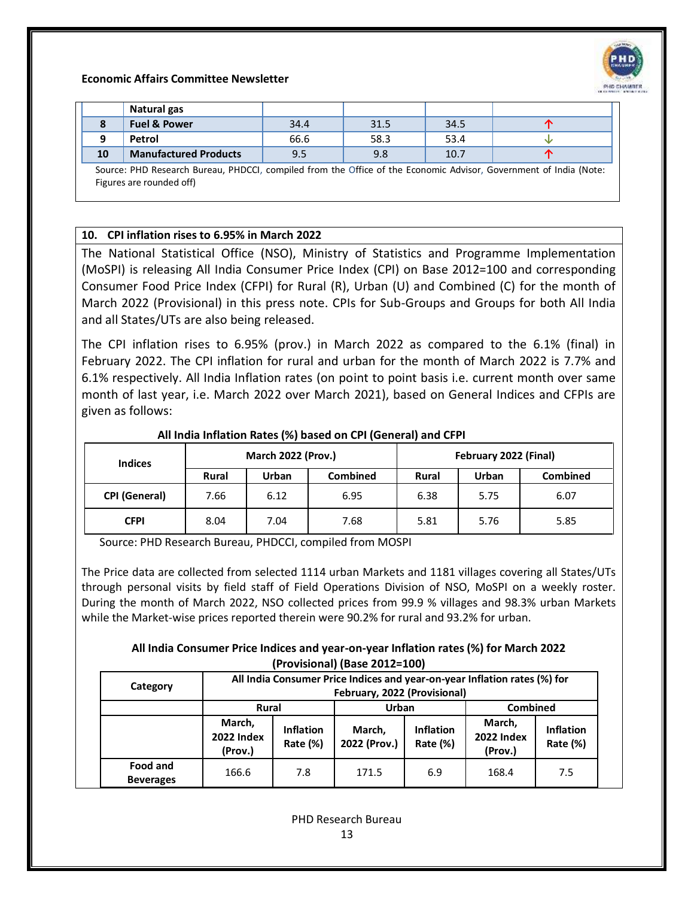| | Natural gas | | | | |
|---|---|---|---|---|---|
| 8 | **Fuel & Power** | 34.4 | 31.5 | 34.5 | ↑ |
| 9 | **Petrol** | 66.6 | 58.3 | 53.4 | ↓ |
| 10 | **Manufactured Products** | 9.5 | 9.8 | 10.7 | ↑ |

Source: PHD Research Bureau, PHDCCI, compiled from the Office of the Economic Advisor, Government of India (Note: Figures are rounded off)

## 10. CPI inflation rises to 6.95% in March 2022

The National Statistical Office (NSO), Ministry of Statistics and Programme Implementation (MoSPI) is releasing All India Consumer Price Index (CPI) on Base 2012=100 and corresponding Consumer Food Price Index (CFPI) for Rural (R), Urban (U) and Combined (C) for the month of March 2022 (Provisional) in this press note. CPIs for Sub-Groups and Groups for both All India and all States/UTs are also being released.

The CPI inflation rises to 6.95% (prov.) in March 2022 as compared to the 6.1% (final) in February 2022. The CPI inflation for rural and urban for the month of March 2022 is 7.7% and 6.1% respectively. All India Inflation rates (on point to point basis i.e. current month over same month of last year, i.e. March 2022 over March 2021), based on General Indices and CFPIs are given as follows:

**All India Inflation Rates (%) based on CPI (General) and CFPI**

| Indices | March 2022 (Prov.) | | | February 2022 (Final) | | |
|---|---|---|---|---|---|---|
| | Rural | Urban | Combined | Rural | Urban | Combined |
| **CPI (General)** | 7.66 | 6.12 | 6.95 | 6.38 | 5.75 | 6.07 |
| **CFPI** | 8.04 | 7.04 | 7.68 | 5.81 | 5.76 | 5.85 |

Source: PHD Research Bureau, PHDCCI, compiled from MOSPI

The Price data are collected from selected 1114 urban Markets and 1181 villages covering all States/UTs through personal visits by field staff of Field Operations Division of NSO, MoSPI on a weekly roster. During the month of March 2022, NSO collected prices from 99.9 % villages and 98.3% urban Markets while the Market-wise prices reported therein were 90.2% for rural and 93.2% for urban.

**All India Consumer Price Indices and year-on-year Inflation rates (%) for March 2022 (Provisional) (Base 2012=100)**

| Category | All India Consumer Price Indices and year-on-year Inflation rates (%) for February, 2022 (Provisional) | | | | | |
|---|---|---|---|---|---|---|
| | Rural | | Urban | | Combined | |
| | March, 2022 Index (Prov.) | Inflation Rate (%) | March, 2022 (Prov.) | Inflation Rate (%) | March, 2022 Index (Prov.) | Inflation Rate (%) |
| **Food and Beverages** | 166.6 | 7.8 | 171.5 | 6.9 | 168.4 | 7.5 |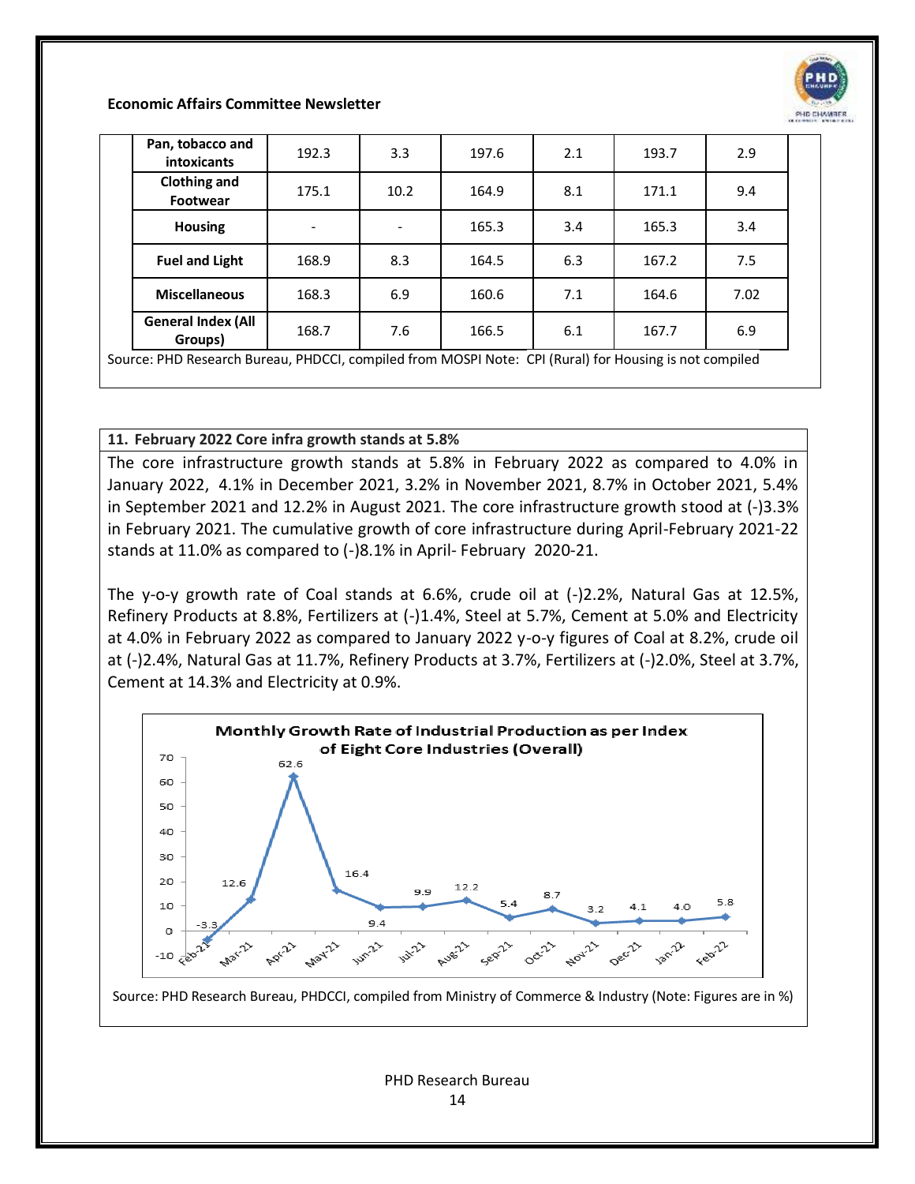**Economic Affairs Committee Newsletter**

| Pan, tobacco and intoxicants | 192.3 | 3.3 | 197.6 | 2.1 | 193.7 | 2.9 |
|---|---|---|---|---|---|---|
| Clothing and Footwear | 175.1 | 10.2 | 164.9 | 8.1 | 171.1 | 9.4 |
| Housing | - | - | 165.3 | 3.4 | 165.3 | 3.4 |
| Fuel and Light | 168.9 | 8.3 | 164.5 | 6.3 | 167.2 | 7.5 |
| Miscellaneous | 168.3 | 6.9 | 160.6 | 7.1 | 164.6 | 7.02 |
| General Index (All Groups) | 168.7 | 7.6 | 166.5 | 6.1 | 167.7 | 6.9 |

Source: PHD Research Bureau, PHDCCI, compiled from MOSPI Note: CPI (Rural) for Housing is not compiled

## 11. February 2022 Core infra growth stands at 5.8%

The core infrastructure growth stands at 5.8% in February 2022 as compared to 4.0% in January 2022, 4.1% in December 2021, 3.2% in November 2021, 8.7% in October 2021, 5.4% in September 2021 and 12.2% in August 2021. The core infrastructure growth stood at (-)3.3% in February 2021. The cumulative growth of core infrastructure during April-February 2021-22 stands at 11.0% as compared to (-)8.1% in April- February 2020-21.

The y-o-y growth rate of Coal stands at 6.6%, crude oil at (-)2.2%, Natural Gas at 12.5%, Refinery Products at 8.8%, Fertilizers at (-)1.4%, Steel at 5.7%, Cement at 5.0% and Electricity at 4.0% in February 2022 as compared to January 2022 y-o-y figures of Coal at 8.2%, crude oil at (-)2.4%, Natural Gas at 11.7%, Refinery Products at 3.7%, Fertilizers at (-)2.0%, Steel at 3.7%, Cement at 14.3% and Electricity at 0.9%.

**Monthly Growth Rate of Industrial Production as per Index of Eight Core Industries (Overall)**

| Month | Growth (%) |
|---|---|
| Feb-21 | -3.3 |
| Mar-21 | 12.6 |
| Apr-21 | 62.6 |
| May-21 | 16.4 |
| Jun-21 | 9.4 |
| Jul-21 | 9.9 |
| Aug-21 | 12.2 |
| Sep-21 | 5.4 |
| Oct-21 | 8.7 |
| Nov-21 | 3.2 |
| Dec-21 | 4.1 |
| Jan-22 | 4.0 |
| Feb-22 | 5.8 |

Source: PHD Research Bureau, PHDCCI, compiled from Ministry of Commerce & Industry (Note: Figures are in %)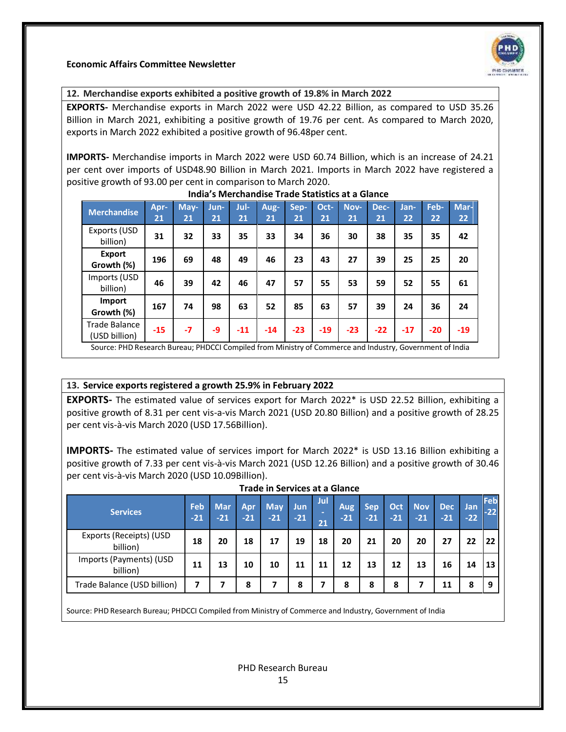## 12. Merchandise exports exhibited a positive growth of 19.8% in March 2022

**EXPORTS-** Merchandise exports in March 2022 were USD 42.22 Billion, as compared to USD 35.26 Billion in March 2021, exhibiting a positive growth of 19.76 per cent. As compared to March 2020, exports in March 2022 exhibited a positive growth of 96.48per cent.

**IMPORTS-** Merchandise imports in March 2022 were USD 60.74 Billion, which is an increase of 24.21 per cent over imports of USD48.90 Billion in March 2021. Imports in March 2022 have registered a positive growth of 93.00 per cent in comparison to March 2020.

**India's Merchandise Trade Statistics at a Glance**

| Merchandise | Apr-21 | May-21 | Jun-21 | Jul-21 | Aug-21 | Sep-21 | Oct-21 | Nov-21 | Dec-21 | Jan-22 | Feb-22 | Mar-22 |
|---|---|---|---|---|---|---|---|---|---|---|---|---|
| Exports (USD billion) | 31 | 32 | 33 | 35 | 33 | 34 | 36 | 30 | 38 | 35 | 35 | 42 |
| **Export Growth (%)** | 196 | 69 | 48 | 49 | 46 | 23 | 43 | 27 | 39 | 25 | 25 | 20 |
| Imports (USD billion) | 46 | 39 | 42 | 46 | 47 | 57 | 55 | 53 | 59 | 52 | 55 | 61 |
| **Import Growth (%)** | 167 | 74 | 98 | 63 | 52 | 85 | 63 | 57 | 39 | 24 | 36 | 24 |
| Trade Balance (USD billion) | -15 | -7 | -9 | -11 | -14 | -23 | -19 | -23 | -22 | -17 | -20 | -19 |

Source: PHD Research Bureau; PHDCCI Compiled from Ministry of Commerce and Industry, Government of India

## 13. Service exports registered a growth 25.9% in February 2022

**EXPORTS-** The estimated value of services export for March 2022* is USD 22.52 Billion, exhibiting a positive growth of 8.31 per cent vis-a-vis March 2021 (USD 20.80 Billion) and a positive growth of 28.25 per cent vis-à-vis March 2020 (USD 17.56Billion).

**IMPORTS-** The estimated value of services import for March 2022* is USD 13.16 Billion exhibiting a positive growth of 7.33 per cent vis-à-vis March 2021 (USD 12.26 Billion) and a positive growth of 30.46 per cent vis-à-vis March 2020 (USD 10.09Billion).

**Trade in Services at a Glance**

| Services | Feb-21 | Mar-21 | Apr-21 | May-21 | Jun-21 | Jul-21 | Aug-21 | Sep-21 | Oct-21 | Nov-21 | Dec-21 | Jan-22 | Feb-22 |
|---|---|---|---|---|---|---|---|---|---|---|---|---|---|
| Exports (Receipts) (USD billion) | 18 | 20 | 18 | 17 | 19 | 18 | 20 | 21 | 20 | 20 | 27 | 22 | 22 |
| Imports (Payments) (USD billion) | 11 | 13 | 10 | 10 | 11 | 11 | 12 | 13 | 12 | 13 | 16 | 14 | 13 |
| Trade Balance (USD billion) | 7 | 7 | 8 | 7 | 8 | 7 | 8 | 8 | 8 | 7 | 11 | 8 | 9 |

Source: PHD Research Bureau; PHDCCI Compiled from Ministry of Commerce and Industry, Government of India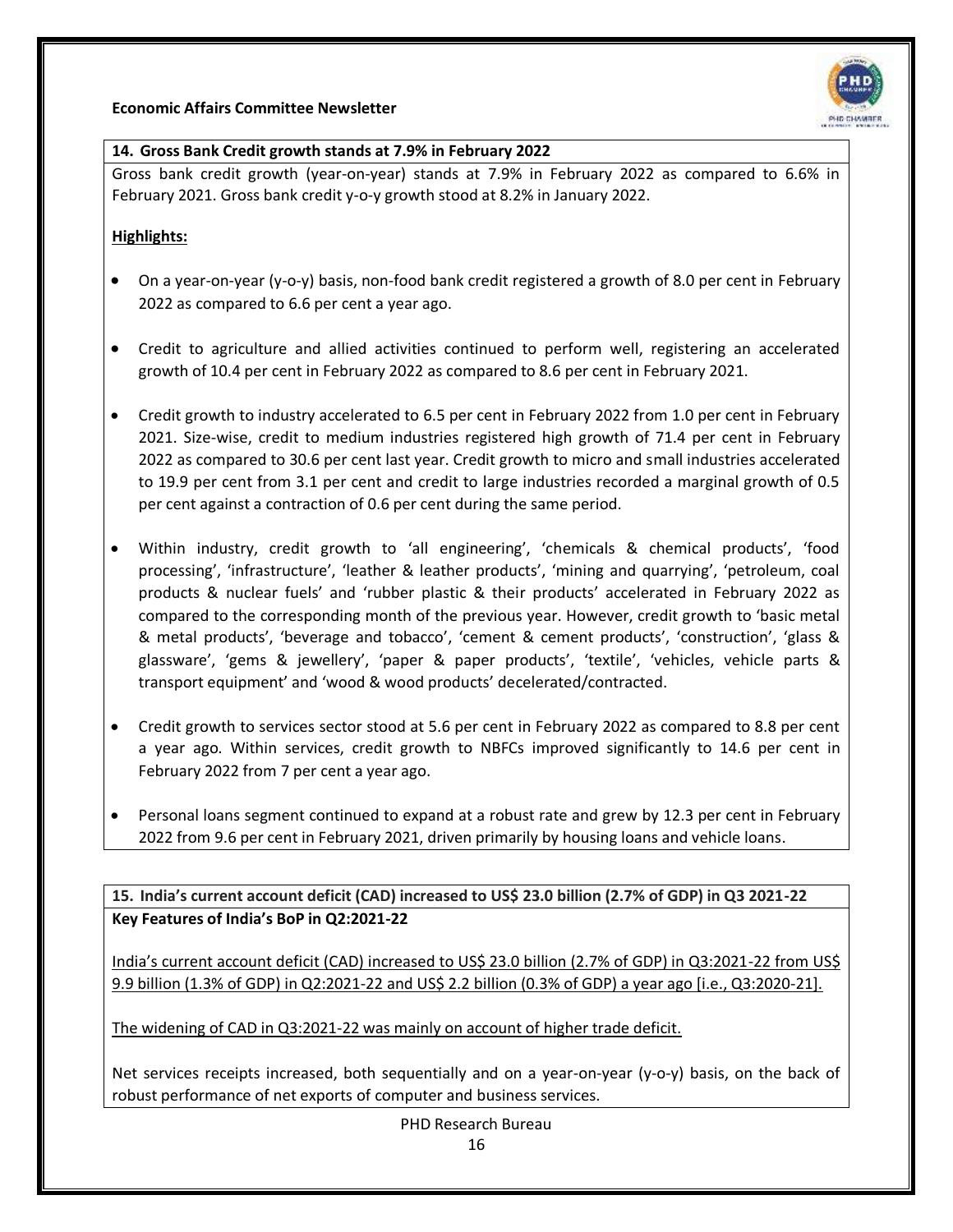### 14. Gross Bank Credit growth stands at 7.9% in February 2022

Gross bank credit growth (year-on-year) stands at 7.9% in February 2022 as compared to 6.6% in February 2021. Gross bank credit y-o-y growth stood at 8.2% in January 2022.

**Highlights:**

- On a year-on-year (y-o-y) basis, non-food bank credit registered a growth of 8.0 per cent in February 2022 as compared to 6.6 per cent a year ago.
- Credit to agriculture and allied activities continued to perform well, registering an accelerated growth of 10.4 per cent in February 2022 as compared to 8.6 per cent in February 2021.
- Credit growth to industry accelerated to 6.5 per cent in February 2022 from 1.0 per cent in February 2021. Size-wise, credit to medium industries registered high growth of 71.4 per cent in February 2022 as compared to 30.6 per cent last year. Credit growth to micro and small industries accelerated to 19.9 per cent from 3.1 per cent and credit to large industries recorded a marginal growth of 0.5 per cent against a contraction of 0.6 per cent during the same period.
- Within industry, credit growth to 'all engineering', 'chemicals & chemical products', 'food processing', 'infrastructure', 'leather & leather products', 'mining and quarrying', 'petroleum, coal products & nuclear fuels' and 'rubber plastic & their products' accelerated in February 2022 as compared to the corresponding month of the previous year. However, credit growth to 'basic metal & metal products', 'beverage and tobacco', 'cement & cement products', 'construction', 'glass & glassware', 'gems & jewellery', 'paper & paper products', 'textile', 'vehicles, vehicle parts & transport equipment' and 'wood & wood products' decelerated/contracted.
- Credit growth to services sector stood at 5.6 per cent in February 2022 as compared to 8.8 per cent a year ago. Within services, credit growth to NBFCs improved significantly to 14.6 per cent in February 2022 from 7 per cent a year ago.
- Personal loans segment continued to expand at a robust rate and grew by 12.3 per cent in February 2022 from 9.6 per cent in February 2021, driven primarily by housing loans and vehicle loans.

### 15. India's current account deficit (CAD) increased to US$ 23.0 billion (2.7% of GDP) in Q3 2021-22

**Key Features of India's BoP in Q2:2021-22**

India's current account deficit (CAD) increased to US$ 23.0 billion (2.7% of GDP) in Q3:2021-22 from US$ 9.9 billion (1.3% of GDP) in Q2:2021-22 and US$ 2.2 billion (0.3% of GDP) a year ago [i.e., Q3:2020-21].

The widening of CAD in Q3:2021-22 was mainly on account of higher trade deficit.

Net services receipts increased, both sequentially and on a year-on-year (y-o-y) basis, on the back of robust performance of net exports of computer and business services.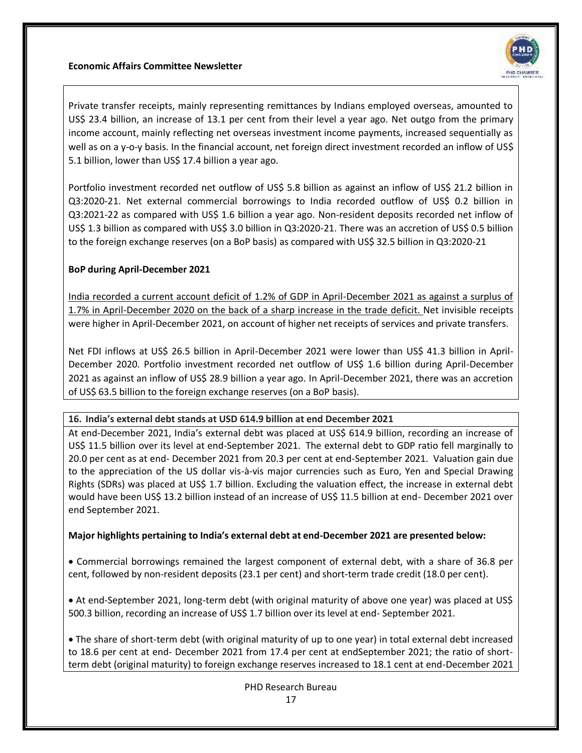Private transfer receipts, mainly representing remittances by Indians employed overseas, amounted to US$ 23.4 billion, an increase of 13.1 per cent from their level a year ago. Net outgo from the primary income account, mainly reflecting net overseas investment income payments, increased sequentially as well as on a y-o-y basis. In the financial account, net foreign direct investment recorded an inflow of US$ 5.1 billion, lower than US$ 17.4 billion a year ago.

Portfolio investment recorded net outflow of US$ 5.8 billion as against an inflow of US$ 21.2 billion in Q3:2020-21. Net external commercial borrowings to India recorded outflow of US$ 0.2 billion in Q3:2021-22 as compared with US$ 1.6 billion a year ago. Non-resident deposits recorded net inflow of US$ 1.3 billion as compared with US$ 3.0 billion in Q3:2020-21. There was an accretion of US$ 0.5 billion to the foreign exchange reserves (on a BoP basis) as compared with US$ 32.5 billion in Q3:2020-21

**BoP during April-December 2021**

India recorded a current account deficit of 1.2% of GDP in April-December 2021 as against a surplus of 1.7% in April-December 2020 on the back of a sharp increase in the trade deficit. Net invisible receipts were higher in April-December 2021, on account of higher net receipts of services and private transfers.

Net FDI inflows at US$ 26.5 billion in April-December 2021 were lower than US$ 41.3 billion in April-December 2020. Portfolio investment recorded net outflow of US$ 1.6 billion during April-December 2021 as against an inflow of US$ 28.9 billion a year ago. In April-December 2021, there was an accretion of US$ 63.5 billion to the foreign exchange reserves (on a BoP basis).

**16. India's external debt stands at USD 614.9 billion at end December 2021**

At end-December 2021, India's external debt was placed at US$ 614.9 billion, recording an increase of US$ 11.5 billion over its level at end-September 2021. The external debt to GDP ratio fell marginally to 20.0 per cent as at end- December 2021 from 20.3 per cent at end-September 2021. Valuation gain due to the appreciation of the US dollar vis-à-vis major currencies such as Euro, Yen and Special Drawing Rights (SDRs) was placed at US$ 1.7 billion. Excluding the valuation effect, the increase in external debt would have been US$ 13.2 billion instead of an increase of US$ 11.5 billion at end- December 2021 over end September 2021.

**Major highlights pertaining to India's external debt at end-December 2021 are presented below:**

- Commercial borrowings remained the largest component of external debt, with a share of 36.8 per cent, followed by non-resident deposits (23.1 per cent) and short-term trade credit (18.0 per cent).

- At end-September 2021, long-term debt (with original maturity of above one year) was placed at US$ 500.3 billion, recording an increase of US$ 1.7 billion over its level at end- September 2021.

- The share of short-term debt (with original maturity of up to one year) in total external debt increased to 18.6 per cent at end- December 2021 from 17.4 per cent at endSeptember 2021; the ratio of short-term debt (original maturity) to foreign exchange reserves increased to 18.1 cent at end-December 2021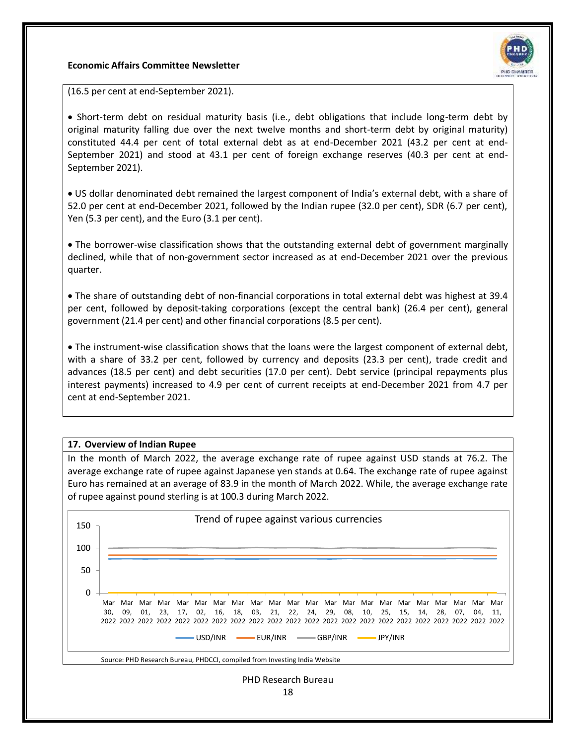(16.5 per cent at end-September 2021).

- Short-term debt on residual maturity basis (i.e., debt obligations that include long-term debt by original maturity falling due over the next twelve months and short-term debt by original maturity) constituted 44.4 per cent of total external debt as at end-December 2021 (43.2 per cent at end-September 2021) and stood at 43.1 per cent of foreign exchange reserves (40.3 per cent at end-September 2021).

- US dollar denominated debt remained the largest component of India's external debt, with a share of 52.0 per cent at end-December 2021, followed by the Indian rupee (32.0 per cent), SDR (6.7 per cent), Yen (5.3 per cent), and the Euro (3.1 per cent).

- The borrower-wise classification shows that the outstanding external debt of government marginally declined, while that of non-government sector increased as at end-December 2021 over the previous quarter.

- The share of outstanding debt of non-financial corporations in total external debt was highest at 39.4 per cent, followed by deposit-taking corporations (except the central bank) (26.4 per cent), general government (21.4 per cent) and other financial corporations (8.5 per cent).

- The instrument-wise classification shows that the loans were the largest component of external debt, with a share of 33.2 per cent, followed by currency and deposits (23.3 per cent), trade credit and advances (18.5 per cent) and debt securities (17.0 per cent). Debt service (principal repayments plus interest payments) increased to 4.9 per cent of current receipts at end-December 2021 from 4.7 per cent at end-September 2021.

## 17. Overview of Indian Rupee

In the month of March 2022, the average exchange rate of rupee against USD stands at 76.2. The average exchange rate of rupee against Japanese yen stands at 0.64. The exchange rate of rupee against Euro has remained at an average of 83.9 in the month of March 2022. While, the average exchange rate of rupee against pound sterling is at 100.3 during March 2022.

Trend of rupee against various currencies

Source: PHD Research Bureau, PHDCCI, compiled from Investing India Website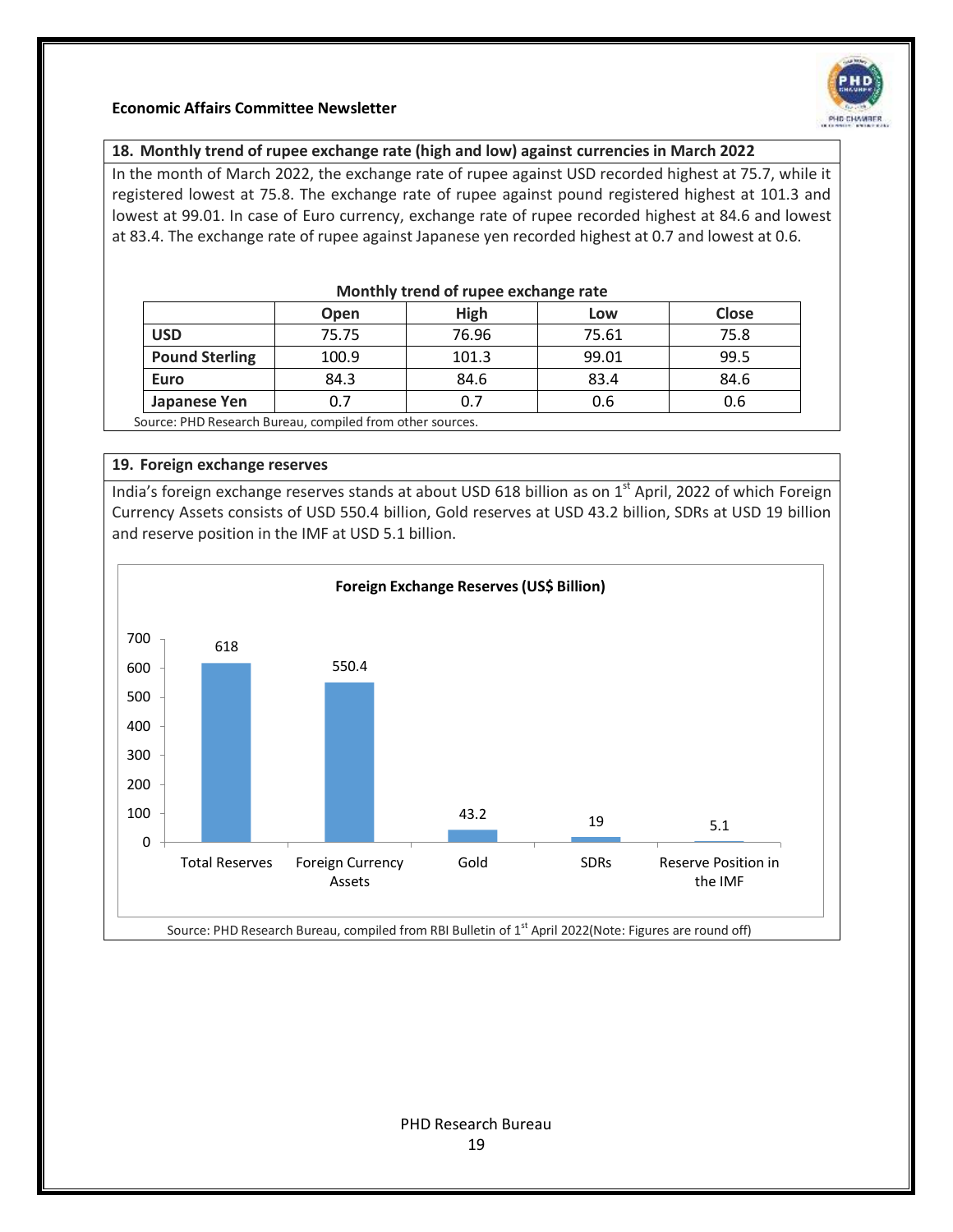Economic Affairs Committee Newsletter

## 18. Monthly trend of rupee exchange rate (high and low) against currencies in March 2022

In the month of March 2022, the exchange rate of rupee against USD recorded highest at 75.7, while it registered lowest at 75.8. The exchange rate of rupee against pound registered highest at 101.3 and lowest at 99.01. In case of Euro currency, exchange rate of rupee recorded highest at 84.6 and lowest at 83.4. The exchange rate of rupee against Japanese yen recorded highest at 0.7 and lowest at 0.6.

**Monthly trend of rupee exchange rate**

| | Open | High | Low | Close |
|---|---|---|---|---|
| **USD** | 75.75 | 76.96 | 75.61 | 75.8 |
| **Pound Sterling** | 100.9 | 101.3 | 99.01 | 99.5 |
| **Euro** | 84.3 | 84.6 | 83.4 | 84.6 |
| **Japanese Yen** | 0.7 | 0.7 | 0.6 | 0.6 |

Source: PHD Research Bureau, compiled from other sources.

## 19. Foreign exchange reserves

India's foreign exchange reserves stands at about USD 618 billion as on 1st April, 2022 of which Foreign Currency Assets consists of USD 550.4 billion, Gold reserves at USD 43.2 billion, SDRs at USD 19 billion and reserve position in the IMF at USD 5.1 billion.

**Foreign Exchange Reserves (US$ Billion)**

| Category | US$ Billion |
|---|---|
| Total Reserves | 618 |
| Foreign Currency Assets | 550.4 |
| Gold | 43.2 |
| SDRs | 19 |
| Reserve Position in the IMF | 5.1 |

Source: PHD Research Bureau, compiled from RBI Bulletin of 1st April 2022(Note: Figures are round off)

PHD Research Bureau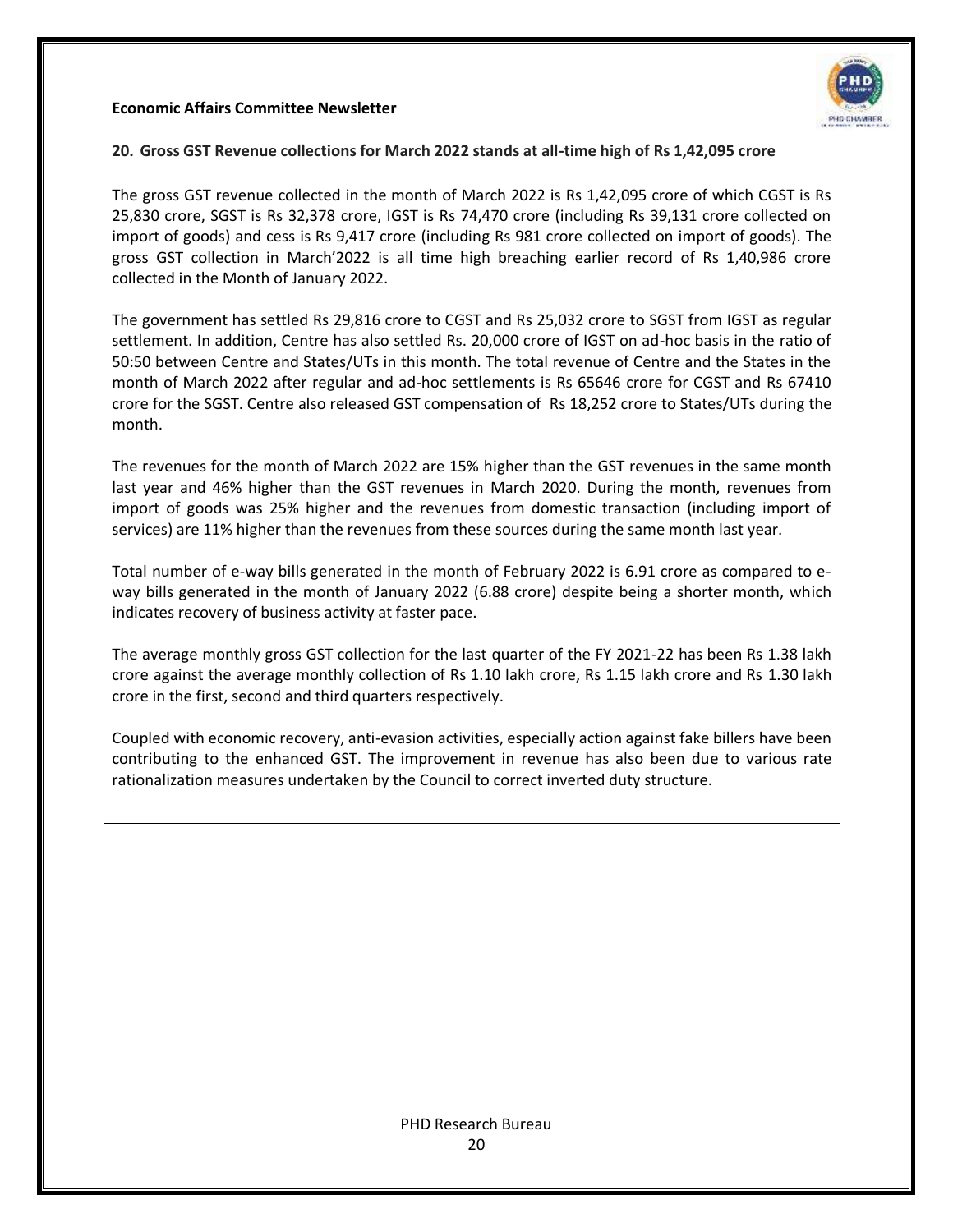## 20. Gross GST Revenue collections for March 2022 stands at all-time high of Rs 1,42,095 crore

The gross GST revenue collected in the month of March 2022 is Rs 1,42,095 crore of which CGST is Rs 25,830 crore, SGST is Rs 32,378 crore, IGST is Rs 74,470 crore (including Rs 39,131 crore collected on import of goods) and cess is Rs 9,417 crore (including Rs 981 crore collected on import of goods). The gross GST collection in March'2022 is all time high breaching earlier record of Rs 1,40,986 crore collected in the Month of January 2022.

The government has settled Rs 29,816 crore to CGST and Rs 25,032 crore to SGST from IGST as regular settlement. In addition, Centre has also settled Rs. 20,000 crore of IGST on ad-hoc basis in the ratio of 50:50 between Centre and States/UTs in this month. The total revenue of Centre and the States in the month of March 2022 after regular and ad-hoc settlements is Rs 65646 crore for CGST and Rs 67410 crore for the SGST. Centre also released GST compensation of Rs 18,252 crore to States/UTs during the month.

The revenues for the month of March 2022 are 15% higher than the GST revenues in the same month last year and 46% higher than the GST revenues in March 2020. During the month, revenues from import of goods was 25% higher and the revenues from domestic transaction (including import of services) are 11% higher than the revenues from these sources during the same month last year.

Total number of e-way bills generated in the month of February 2022 is 6.91 crore as compared to e-way bills generated in the month of January 2022 (6.88 crore) despite being a shorter month, which indicates recovery of business activity at faster pace.

The average monthly gross GST collection for the last quarter of the FY 2021-22 has been Rs 1.38 lakh crore against the average monthly collection of Rs 1.10 lakh crore, Rs 1.15 lakh crore and Rs 1.30 lakh crore in the first, second and third quarters respectively.

Coupled with economic recovery, anti-evasion activities, especially action against fake billers have been contributing to the enhanced GST. The improvement in revenue has also been due to various rate rationalization measures undertaken by the Council to correct inverted duty structure.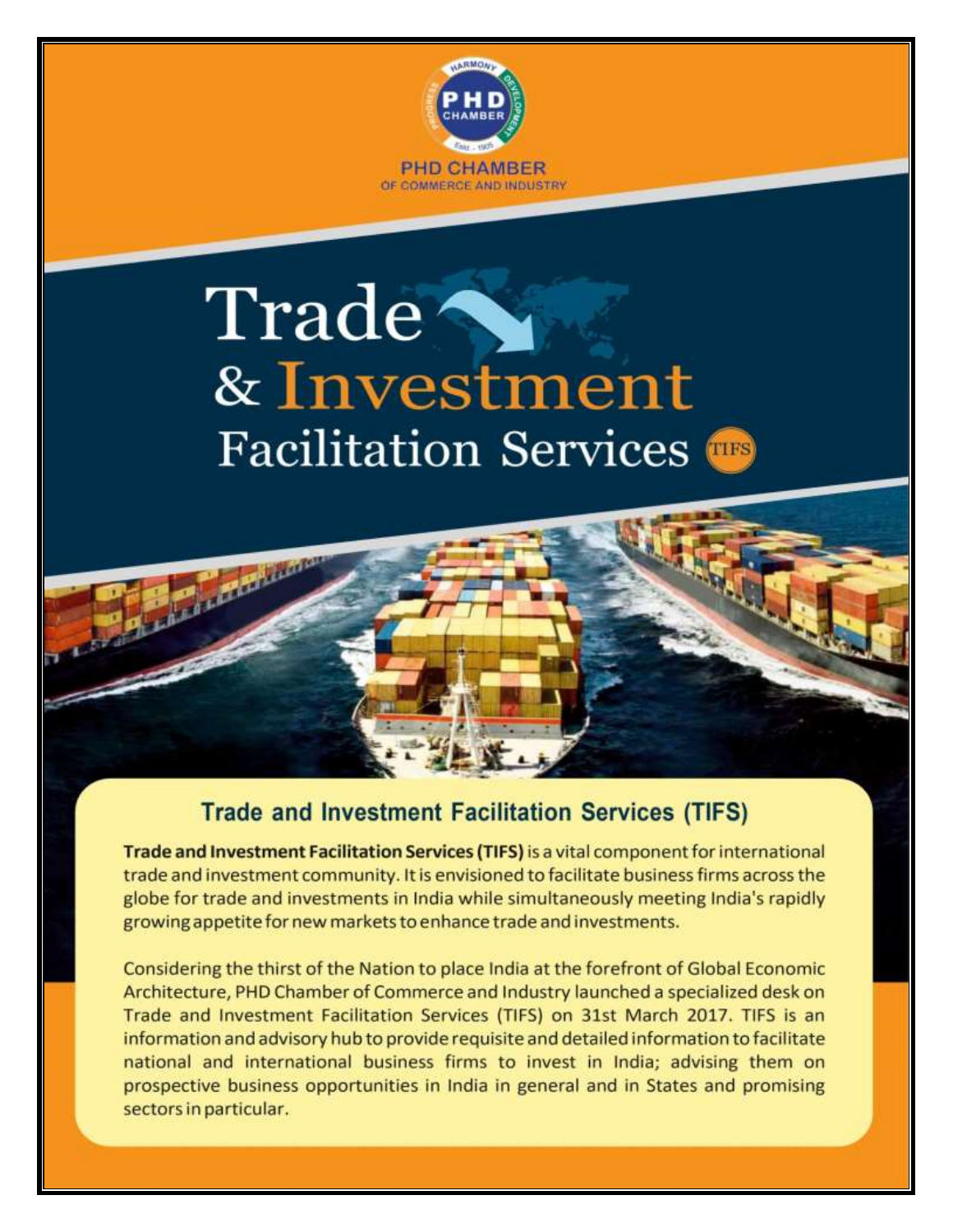PHD CHAMBER
OF COMMERCE AND INDUSTRY

# Trade & Investment Facilitation Services (TIFS)

## Trade and Investment Facilitation Services (TIFS)

**Trade and Investment Facilitation Services (TIFS)** is a vital component for international trade and investment community. It is envisioned to facilitate business firms across the globe for trade and investments in India while simultaneously meeting India's rapidly growing appetite for new markets to enhance trade and investments.

Considering the thirst of the Nation to place India at the forefront of Global Economic Architecture, PHD Chamber of Commerce and Industry launched a specialized desk on Trade and Investment Facilitation Services (TIFS) on 31st March 2017. TIFS is an information and advisory hub to provide requisite and detailed information to facilitate national and international business firms to invest in India; advising them on prospective business opportunities in India in general and in States and promising sectors in particular.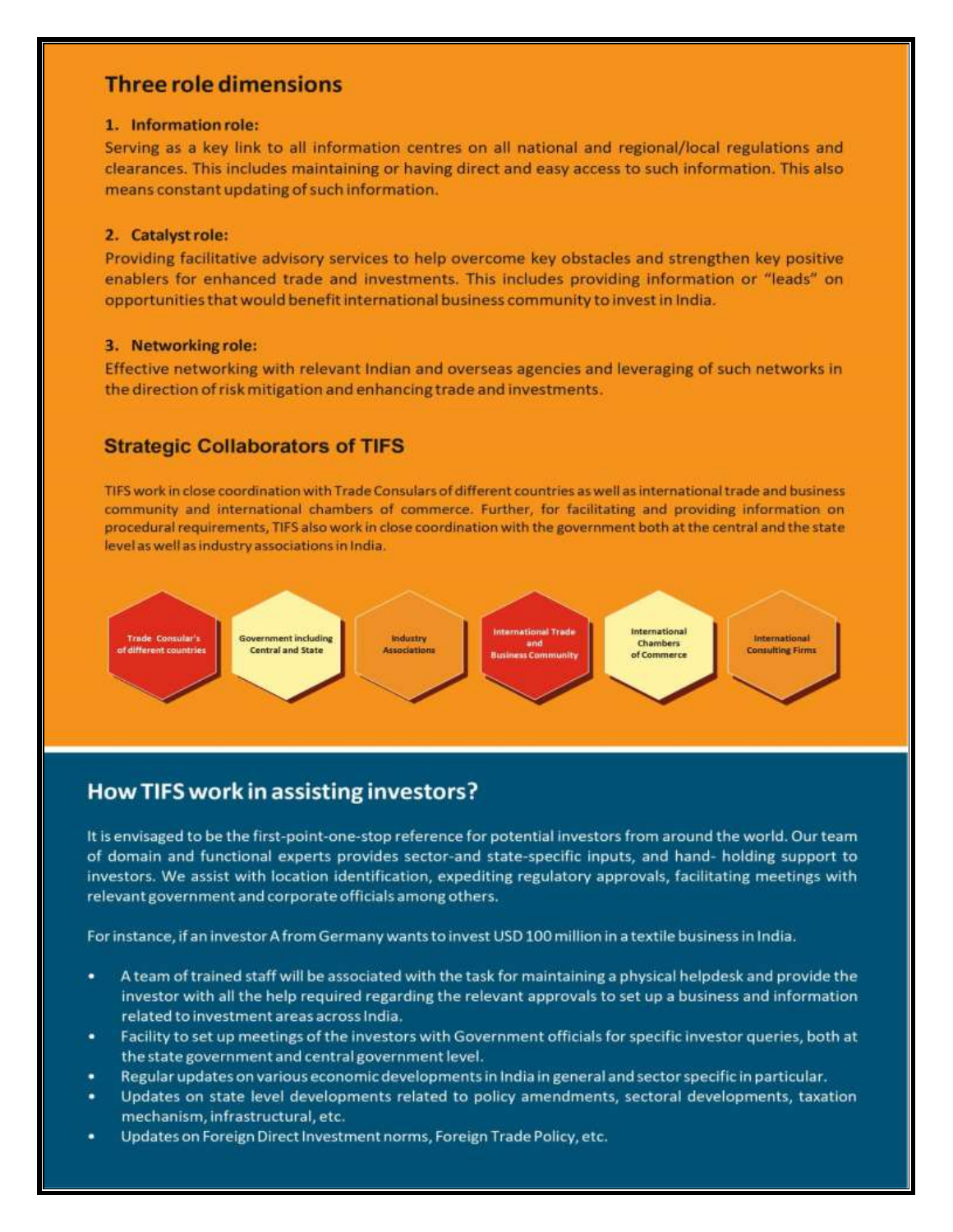## Three role dimensions

### 1. Information role:

Serving as a key link to all information centres on all national and regional/local regulations and clearances. This includes maintaining or having direct and easy access to such information. This also means constant updating of such information.

### 2. Catalyst role:

Providing facilitative advisory services to help overcome key obstacles and strengthen key positive enablers for enhanced trade and investments. This includes providing information or "leads" on opportunities that would benefit international business community to invest in India.

### 3. Networking role:

Effective networking with relevant Indian and overseas agencies and leveraging of such networks in the direction of risk mitigation and enhancing trade and investments.

## Strategic Collaborators of TIFS

TIFS work in close coordination with Trade Consulars of different countries as well as international trade and business community and international chambers of commerce. Further, for facilitating and providing information on procedural requirements, TIFS also work in close coordination with the government both at the central and the state level as well as industry associations in India.

- Trade Consular's of different countries
- Government including Central and State
- Industry Associations
- International Trade and Business Community
- International Chambers of Commerce
- International Consulting Firms

## How TIFS work in assisting investors?

It is envisaged to be the first-point-one-stop reference for potential investors from around the world. Our team of domain and functional experts provides sector-and state-specific inputs, and hand- holding support to investors. We assist with location identification, expediting regulatory approvals, facilitating meetings with relevant government and corporate officials among others.

For instance, if an investor A from Germany wants to invest USD 100 million in a textile business in India.

- A team of trained staff will be associated with the task for maintaining a physical helpdesk and provide the investor with all the help required regarding the relevant approvals to set up a business and information related to investment areas across India.
- Facility to set up meetings of the investors with Government officials for specific investor queries, both at the state government and central government level.
- Regular updates on various economic developments in India in general and sector specific in particular.
- Updates on state level developments related to policy amendments, sectoral developments, taxation mechanism, infrastructural, etc.
- Updates on Foreign Direct Investment norms, Foreign Trade Policy, etc.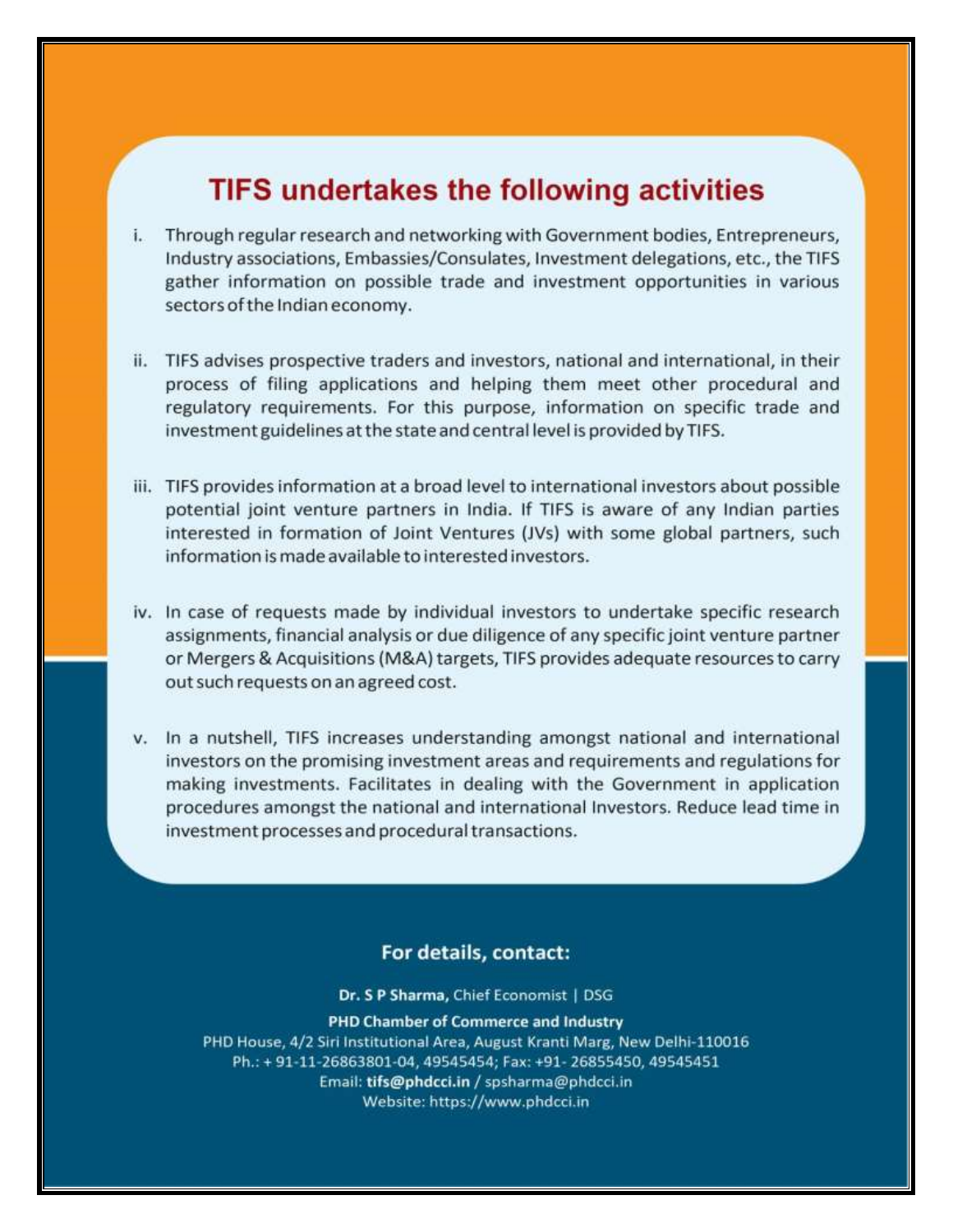## TIFS undertakes the following activities

i. Through regular research and networking with Government bodies, Entrepreneurs, Industry associations, Embassies/Consulates, Investment delegations, etc., the TIFS gather information on possible trade and investment opportunities in various sectors of the Indian economy.

ii. TIFS advises prospective traders and investors, national and international, in their process of filing applications and helping them meet other procedural and regulatory requirements. For this purpose, information on specific trade and investment guidelines at the state and central level is provided by TIFS.

iii. TIFS provides information at a broad level to international investors about possible potential joint venture partners in India. If TIFS is aware of any Indian parties interested in formation of Joint Ventures (JVs) with some global partners, such information is made available to interested investors.

iv. In case of requests made by individual investors to undertake specific research assignments, financial analysis or due diligence of any specific joint venture partner or Mergers & Acquisitions (M&A) targets, TIFS provides adequate resources to carry out such requests on an agreed cost.

v. In a nutshell, TIFS increases understanding amongst national and international investors on the promising investment areas and requirements and regulations for making investments. Facilitates in dealing with the Government in application procedures amongst the national and international Investors. Reduce lead time in investment processes and procedural transactions.

**For details, contact:**

**Dr. S P Sharma,** Chief Economist | DSG

**PHD Chamber of Commerce and Industry**

PHD House, 4/2 Siri Institutional Area, August Kranti Marg, New Delhi-110016

Ph.: + 91-11-26863801-04, 49545454; Fax: +91- 26855450, 49545451

Email: **tifs@phdcci.in** / spsharma@phdcci.in

Website: https://www.phdcci.in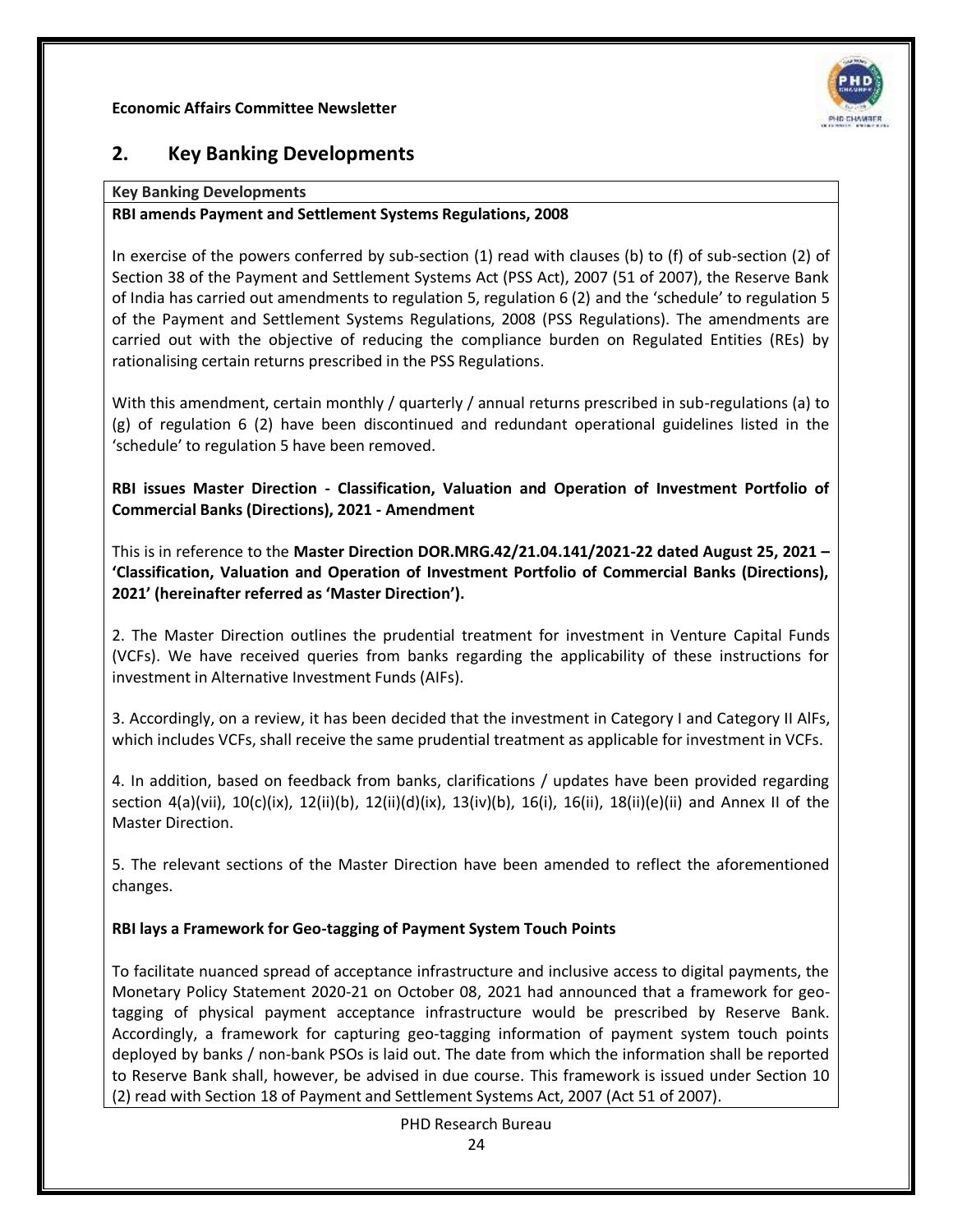## 2. Key Banking Developments

**Key Banking Developments**

**RBI amends Payment and Settlement Systems Regulations, 2008**

In exercise of the powers conferred by sub-section (1) read with clauses (b) to (f) of sub-section (2) of Section 38 of the Payment and Settlement Systems Act (PSS Act), 2007 (51 of 2007), the Reserve Bank of India has carried out amendments to regulation 5, regulation 6 (2) and the 'schedule' to regulation 5 of the Payment and Settlement Systems Regulations, 2008 (PSS Regulations). The amendments are carried out with the objective of reducing the compliance burden on Regulated Entities (REs) by rationalising certain returns prescribed in the PSS Regulations.

With this amendment, certain monthly / quarterly / annual returns prescribed in sub-regulations (a) to (g) of regulation 6 (2) have been discontinued and redundant operational guidelines listed in the 'schedule' to regulation 5 have been removed.

**RBI issues Master Direction - Classification, Valuation and Operation of Investment Portfolio of Commercial Banks (Directions), 2021 - Amendment**

This is in reference to the **Master Direction DOR.MRG.42/21.04.141/2021-22 dated August 25, 2021 – 'Classification, Valuation and Operation of Investment Portfolio of Commercial Banks (Directions), 2021' (hereinafter referred as 'Master Direction').**

2. The Master Direction outlines the prudential treatment for investment in Venture Capital Funds (VCFs). We have received queries from banks regarding the applicability of these instructions for investment in Alternative Investment Funds (AIFs).

3. Accordingly, on a review, it has been decided that the investment in Category I and Category II AlFs, which includes VCFs, shall receive the same prudential treatment as applicable for investment in VCFs.

4. In addition, based on feedback from banks, clarifications / updates have been provided regarding section 4(a)(vii), 10(c)(ix), 12(ii)(b), 12(ii)(d)(ix), 13(iv)(b), 16(i), 16(ii), 18(ii)(e)(ii) and Annex II of the Master Direction.

5. The relevant sections of the Master Direction have been amended to reflect the aforementioned changes.

**RBI lays a Framework for Geo-tagging of Payment System Touch Points**

To facilitate nuanced spread of acceptance infrastructure and inclusive access to digital payments, the Monetary Policy Statement 2020-21 on October 08, 2021 had announced that a framework for geo-tagging of physical payment acceptance infrastructure would be prescribed by Reserve Bank. Accordingly, a framework for capturing geo-tagging information of payment system touch points deployed by banks / non-bank PSOs is laid out. The date from which the information shall be reported to Reserve Bank shall, however, be advised in due course. This framework is issued under Section 10 (2) read with Section 18 of Payment and Settlement Systems Act, 2007 (Act 51 of 2007).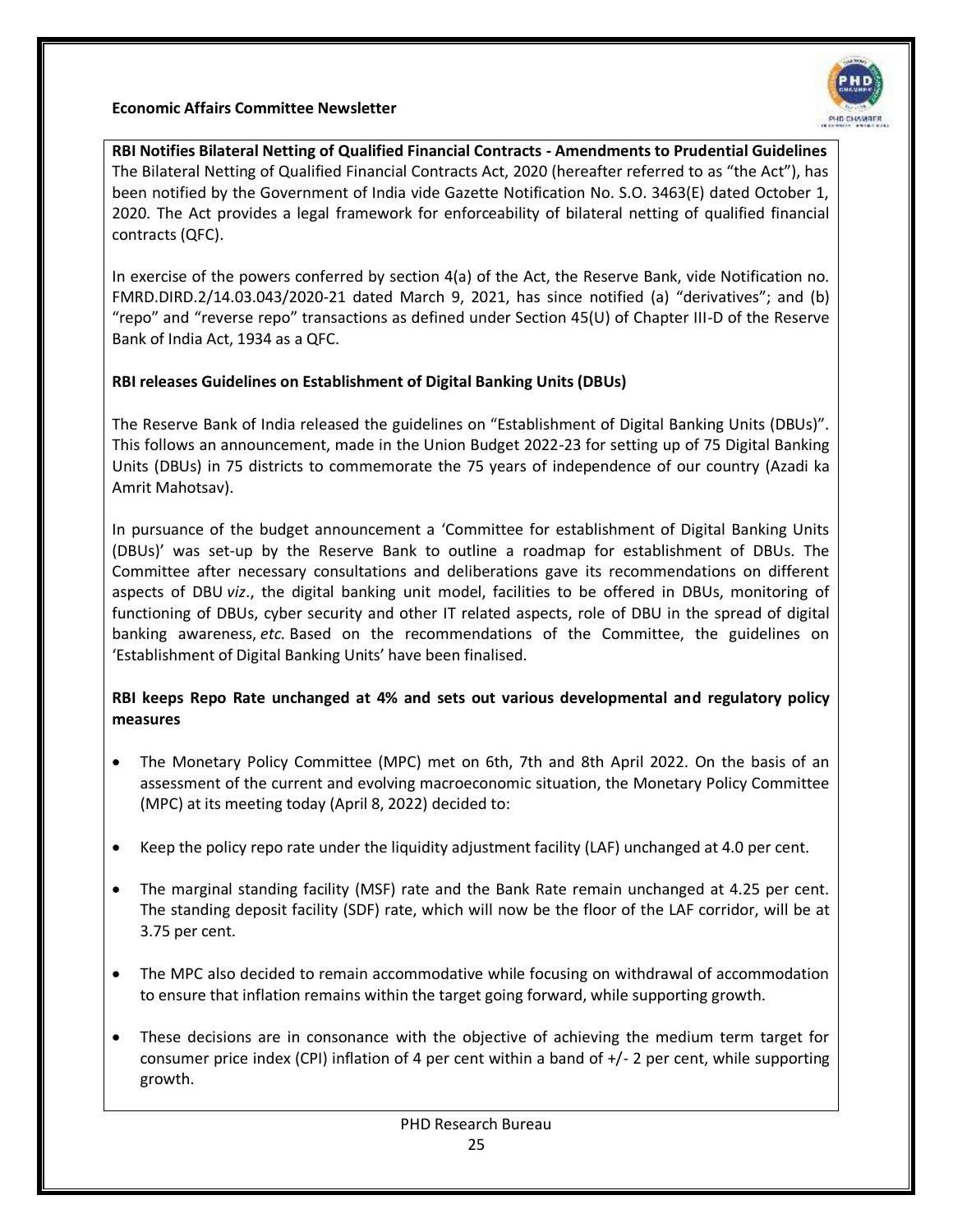**RBI Notifies Bilateral Netting of Qualified Financial Contracts - Amendments to Prudential Guidelines**

The Bilateral Netting of Qualified Financial Contracts Act, 2020 (hereafter referred to as "the Act"), has been notified by the Government of India vide Gazette Notification No. S.O. 3463(E) dated October 1, 2020. The Act provides a legal framework for enforceability of bilateral netting of qualified financial contracts (QFC).

In exercise of the powers conferred by section 4(a) of the Act, the Reserve Bank, vide Notification no. FMRD.DIRD.2/14.03.043/2020-21 dated March 9, 2021, has since notified (a) "derivatives"; and (b) "repo" and "reverse repo" transactions as defined under Section 45(U) of Chapter III-D of the Reserve Bank of India Act, 1934 as a QFC.

**RBI releases Guidelines on Establishment of Digital Banking Units (DBUs)**

The Reserve Bank of India released the guidelines on "Establishment of Digital Banking Units (DBUs)". This follows an announcement, made in the Union Budget 2022-23 for setting up of 75 Digital Banking Units (DBUs) in 75 districts to commemorate the 75 years of independence of our country (Azadi ka Amrit Mahotsav).

In pursuance of the budget announcement a 'Committee for establishment of Digital Banking Units (DBUs)' was set-up by the Reserve Bank to outline a roadmap for establishment of DBUs. The Committee after necessary consultations and deliberations gave its recommendations on different aspects of DBU *viz*., the digital banking unit model, facilities to be offered in DBUs, monitoring of functioning of DBUs, cyber security and other IT related aspects, role of DBU in the spread of digital banking awareness, *etc.* Based on the recommendations of the Committee, the guidelines on 'Establishment of Digital Banking Units' have been finalised.

**RBI keeps Repo Rate unchanged at 4% and sets out various developmental and regulatory policy measures**

- The Monetary Policy Committee (MPC) met on 6th, 7th and 8th April 2022. On the basis of an assessment of the current and evolving macroeconomic situation, the Monetary Policy Committee (MPC) at its meeting today (April 8, 2022) decided to:
- Keep the policy repo rate under the liquidity adjustment facility (LAF) unchanged at 4.0 per cent.
- The marginal standing facility (MSF) rate and the Bank Rate remain unchanged at 4.25 per cent. The standing deposit facility (SDF) rate, which will now be the floor of the LAF corridor, will be at 3.75 per cent.
- The MPC also decided to remain accommodative while focusing on withdrawal of accommodation to ensure that inflation remains within the target going forward, while supporting growth.
- These decisions are in consonance with the objective of achieving the medium term target for consumer price index (CPI) inflation of 4 per cent within a band of +/- 2 per cent, while supporting growth.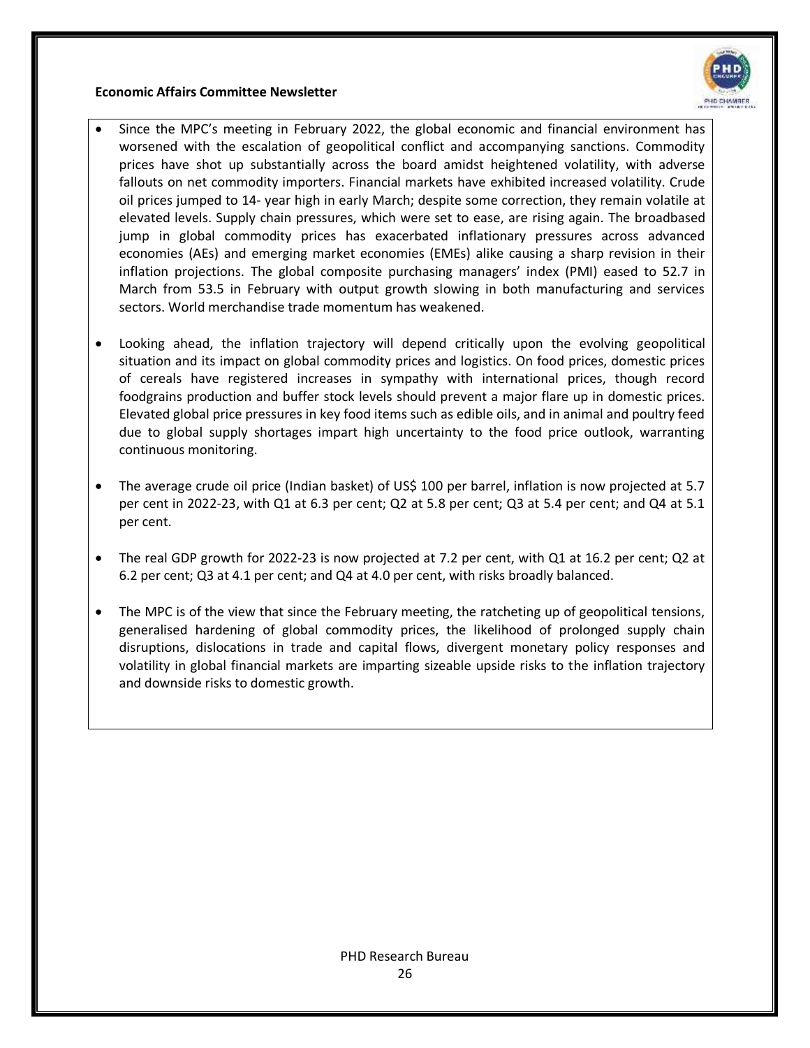- Since the MPC's meeting in February 2022, the global economic and financial environment has worsened with the escalation of geopolitical conflict and accompanying sanctions. Commodity prices have shot up substantially across the board amidst heightened volatility, with adverse fallouts on net commodity importers. Financial markets have exhibited increased volatility. Crude oil prices jumped to 14- year high in early March; despite some correction, they remain volatile at elevated levels. Supply chain pressures, which were set to ease, are rising again. The broadbased jump in global commodity prices has exacerbated inflationary pressures across advanced economies (AEs) and emerging market economies (EMEs) alike causing a sharp revision in their inflation projections. The global composite purchasing managers' index (PMI) eased to 52.7 in March from 53.5 in February with output growth slowing in both manufacturing and services sectors. World merchandise trade momentum has weakened.

- Looking ahead, the inflation trajectory will depend critically upon the evolving geopolitical situation and its impact on global commodity prices and logistics. On food prices, domestic prices of cereals have registered increases in sympathy with international prices, though record foodgrains production and buffer stock levels should prevent a major flare up in domestic prices. Elevated global price pressures in key food items such as edible oils, and in animal and poultry feed due to global supply shortages impart high uncertainty to the food price outlook, warranting continuous monitoring.

- The average crude oil price (Indian basket) of US$ 100 per barrel, inflation is now projected at 5.7 per cent in 2022-23, with Q1 at 6.3 per cent; Q2 at 5.8 per cent; Q3 at 5.4 per cent; and Q4 at 5.1 per cent.

- The real GDP growth for 2022-23 is now projected at 7.2 per cent, with Q1 at 16.2 per cent; Q2 at 6.2 per cent; Q3 at 4.1 per cent; and Q4 at 4.0 per cent, with risks broadly balanced.

- The MPC is of the view that since the February meeting, the ratcheting up of geopolitical tensions, generalised hardening of global commodity prices, the likelihood of prolonged supply chain disruptions, dislocations in trade and capital flows, divergent monetary policy responses and volatility in global financial markets are imparting sizeable upside risks to the inflation trajectory and downside risks to domestic growth.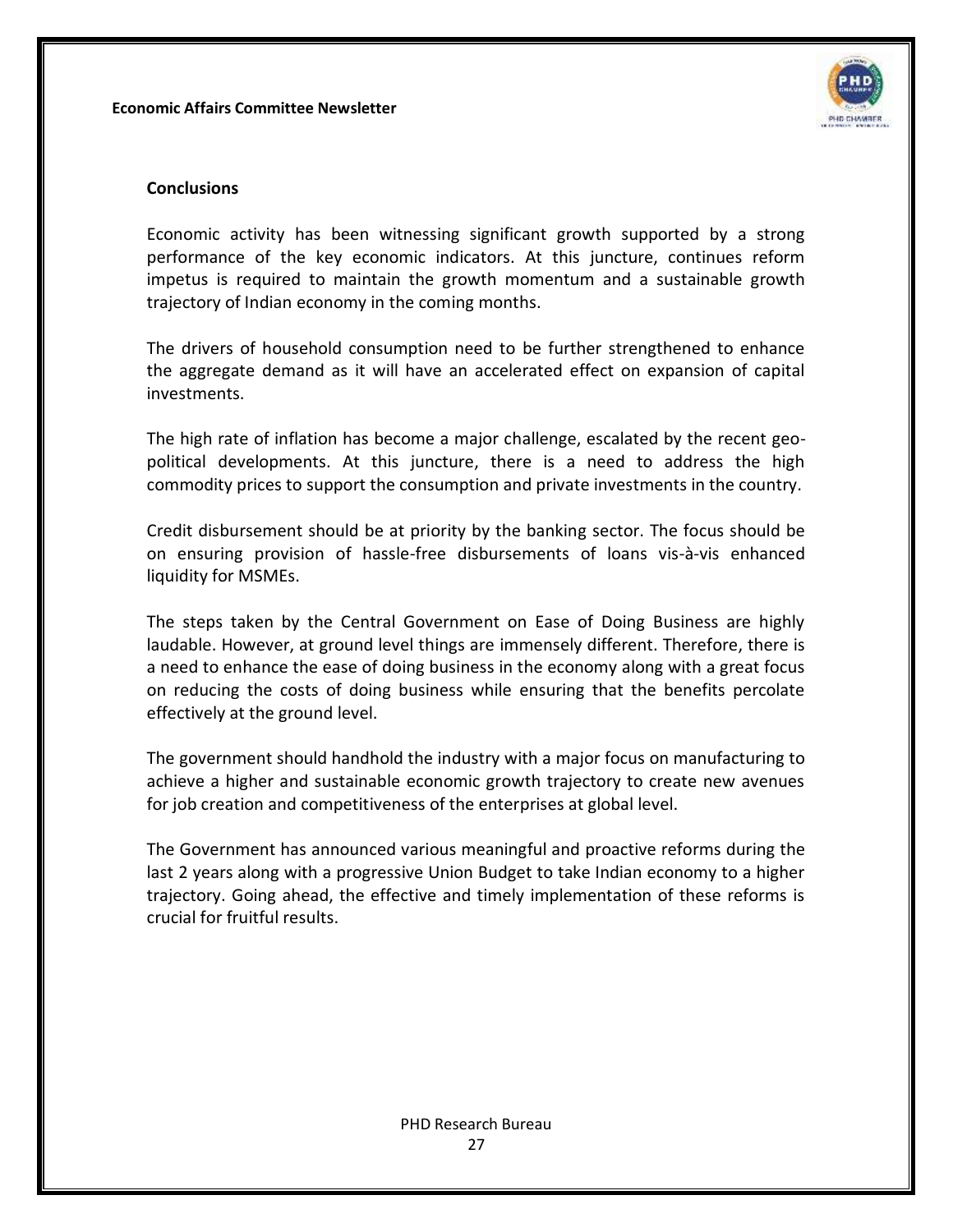## Conclusions

Economic activity has been witnessing significant growth supported by a strong performance of the key economic indicators. At this juncture, continues reform impetus is required to maintain the growth momentum and a sustainable growth trajectory of Indian economy in the coming months.

The drivers of household consumption need to be further strengthened to enhance the aggregate demand as it will have an accelerated effect on expansion of capital investments.

The high rate of inflation has become a major challenge, escalated by the recent geo-political developments. At this juncture, there is a need to address the high commodity prices to support the consumption and private investments in the country.

Credit disbursement should be at priority by the banking sector. The focus should be on ensuring provision of hassle-free disbursements of loans vis-à-vis enhanced liquidity for MSMEs.

The steps taken by the Central Government on Ease of Doing Business are highly laudable. However, at ground level things are immensely different. Therefore, there is a need to enhance the ease of doing business in the economy along with a great focus on reducing the costs of doing business while ensuring that the benefits percolate effectively at the ground level.

The government should handhold the industry with a major focus on manufacturing to achieve a higher and sustainable economic growth trajectory to create new avenues for job creation and competitiveness of the enterprises at global level.

The Government has announced various meaningful and proactive reforms during the last 2 years along with a progressive Union Budget to take Indian economy to a higher trajectory. Going ahead, the effective and timely implementation of these reforms is crucial for fruitful results.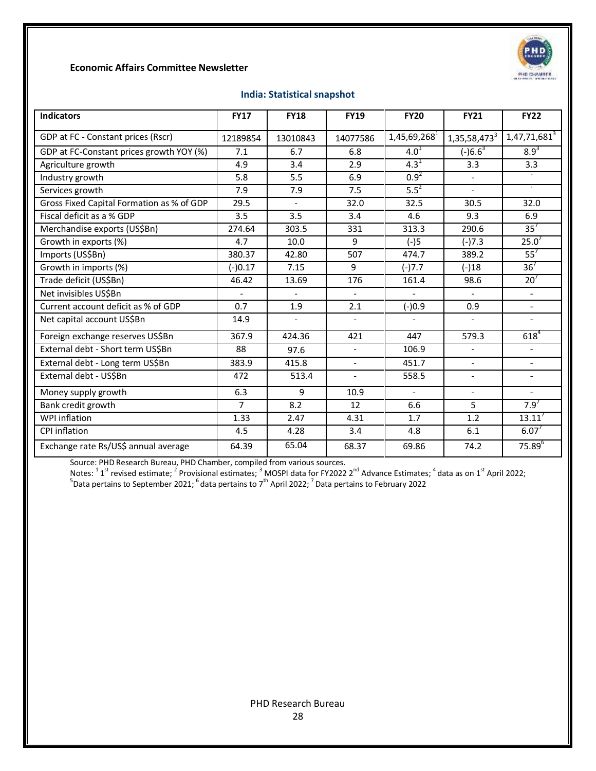**Economic Affairs Committee Newsletter**

## India: Statistical snapshot

| Indicators | FY17 | FY18 | FY19 | FY20 | FY21 | FY22 |
|---|---|---|---|---|---|---|
| GDP at FC - Constant prices (Rscr) | 12189854 | 13010843 | 14077586 | 1,45,69,268[1] | 1,35,58,473[3] | 1,47,71,681[3] |
| GDP at FC-Constant prices growth YOY (%) | 7.1 | 6.7 | 6.8 | 4.0[1] | (-)6.6[3] | 8.9[3] |
| Agriculture growth | 4.9 | 3.4 | 2.9 | 4.3[1] | 3.3 | 3.3 |
| Industry growth | 5.8 | 5.5 | 6.9 | 0.9[2] | - | - |
| Services growth | 7.9 | 7.9 | 7.5 | 5.5[2] | - | - |
| Gross Fixed Capital Formation as % of GDP | 29.5 | - | 32.0 | 32.5 | 30.5 | 32.0 |
| Fiscal deficit as a % GDP | 3.5 | 3.5 | 3.4 | 4.6 | 9.3 | 6.9 |
| Merchandise exports (US$Bn) | 274.64 | 303.5 | 331 | 313.3 | 290.6 | 35[7] |
| Growth in exports (%) | 4.7 | 10.0 | 9 | (-)5 | (-)7.3 | 25.0[7] |
| Imports (US$Bn) | 380.37 | 42.80 | 507 | 474.7 | 389.2 | 55[7] |
| Growth in imports (%) | (-)0.17 | 7.15 | 9 | (-)7.7 | (-)18 | 36[7] |
| Trade deficit (US$Bn) | 46.42 | 13.69 | 176 | 161.4 | 98.6 | 20[7] |
| Net invisibles US$Bn | - | - | - | - | - | - |
| Current account deficit as % of GDP | 0.7 | 1.9 | 2.1 | (-)0.9 | 0.9 | - |
| Net capital account US$Bn | 14.9 | - | - | - | - | - |
| Foreign exchange reserves US$Bn | 367.9 | 424.36 | 421 | 447 | 579.3 | 618[4] |
| External debt - Short term US$Bn | 88 | 97.6 | - | 106.9 | - | - |
| External debt - Long term US$Bn | 383.9 | 415.8 | - | 451.7 | - | - |
| External debt - US$Bn | 472 | 513.4 | - | 558.5 | - | - |
| Money supply growth | 6.3 | 9 | 10.9 | - | - | - |
| Bank credit growth | 7 | 8.2 | 12 | 6.6 | 5 | 7.9[7] |
| WPI inflation | 1.33 | 2.47 | 4.31 | 1.7 | 1.2 | 13.11[7] |
| CPI inflation | 4.5 | 4.28 | 3.4 | 4.8 | 6.1 | 6.07[7] |
| Exchange rate Rs/US$ annual average | 64.39 | 65.04 | 68.37 | 69.86 | 74.2 | 75.89[6] |

Source: PHD Research Bureau, PHD Chamber, compiled from various sources.

Notes: [1] 1st revised estimate; [2] Provisional estimates; [3] MOSPI data for FY2022 2nd Advance Estimates; [4] data as on 1st April 2022; [5]Data pertains to September 2021; [6] data pertains to 7th April 2022; [7] Data pertains to February 2022

PHD Research Bureau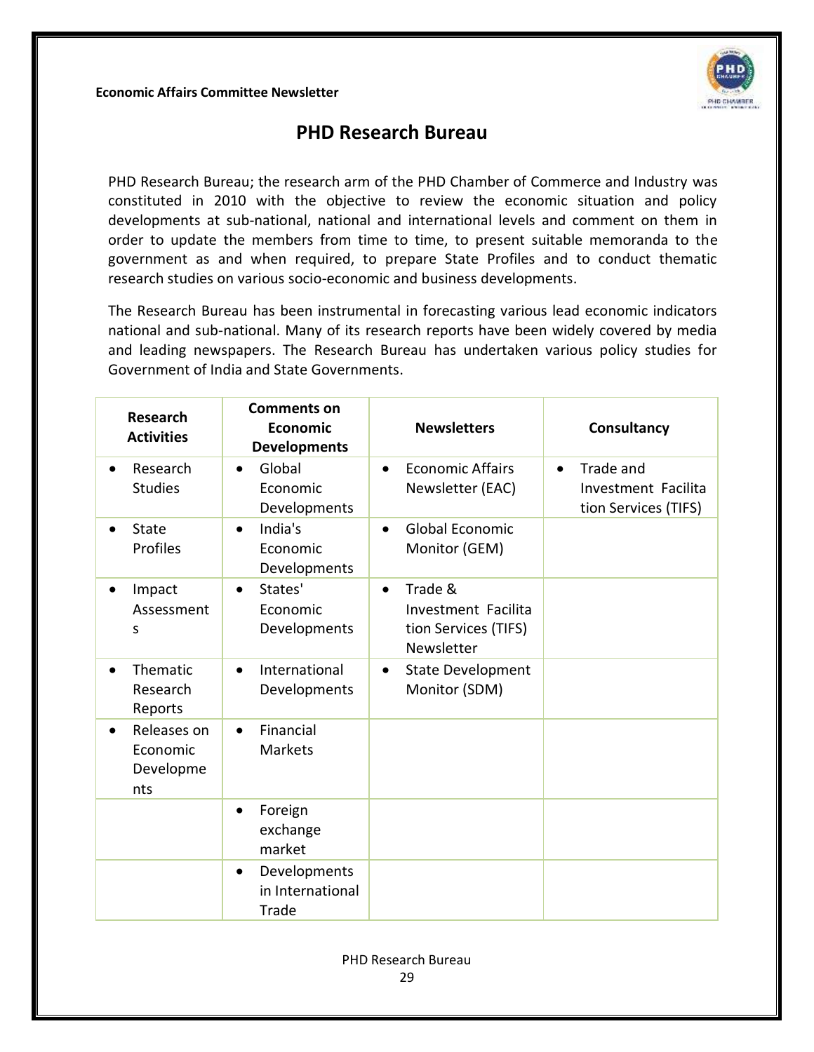# PHD Research Bureau

PHD Research Bureau; the research arm of the PHD Chamber of Commerce and Industry was constituted in 2010 with the objective to review the economic situation and policy developments at sub-national, national and international levels and comment on them in order to update the members from time to time, to present suitable memoranda to the government as and when required, to prepare State Profiles and to conduct thematic research studies on various socio-economic and business developments.

The Research Bureau has been instrumental in forecasting various lead economic indicators national and sub-national. Many of its research reports have been widely covered by media and leading newspapers. The Research Bureau has undertaken various policy studies for Government of India and State Governments.

| Research Activities | Comments on Economic Developments | Newsletters | Consultancy |
|---|---|---|---|
| • Research Studies | • Global Economic Developments | • Economic Affairs Newsletter (EAC) | • Trade and Investment Facilitation Services (TIFS) |
| • State Profiles | • India's Economic Developments | • Global Economic Monitor (GEM) | |
| • Impact Assessments | • States' Economic Developments | • Trade & Investment Facilitation Services (TIFS) Newsletter | |
| • Thematic Research Reports | • International Developments | • State Development Monitor (SDM) | |
| • Releases on Economic Developments | • Financial Markets | | |
| | • Foreign exchange market | | |
| | • Developments in International Trade | | |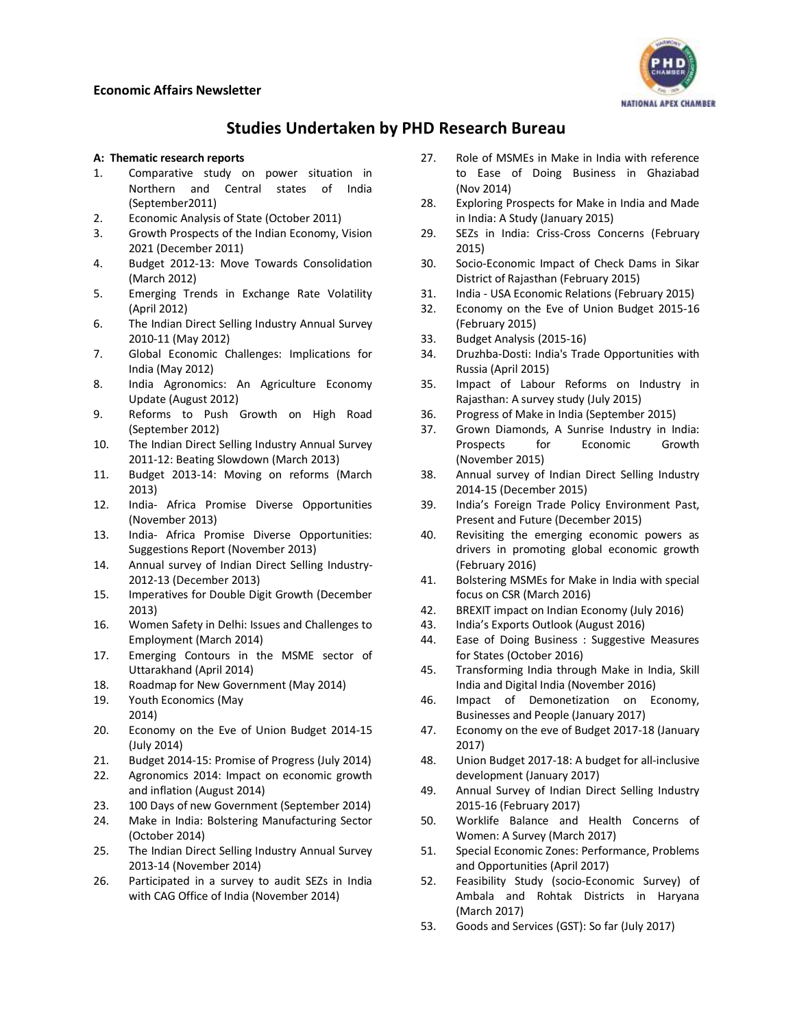## Studies Undertaken by PHD Research Bureau

**A: Thematic research reports**

1. Comparative study on power situation in Northern and Central states of India (September2011)
2. Economic Analysis of State (October 2011)
3. Growth Prospects of the Indian Economy, Vision 2021 (December 2011)
4. Budget 2012-13: Move Towards Consolidation (March 2012)
5. Emerging Trends in Exchange Rate Volatility (April 2012)
6. The Indian Direct Selling Industry Annual Survey 2010-11 (May 2012)
7. Global Economic Challenges: Implications for India (May 2012)
8. India Agronomics: An Agriculture Economy Update (August 2012)
9. Reforms to Push Growth on High Road (September 2012)
10. The Indian Direct Selling Industry Annual Survey 2011-12: Beating Slowdown (March 2013)
11. Budget 2013-14: Moving on reforms (March 2013)
12. India- Africa Promise Diverse Opportunities (November 2013)
13. India- Africa Promise Diverse Opportunities: Suggestions Report (November 2013)
14. Annual survey of Indian Direct Selling Industry-2012-13 (December 2013)
15. Imperatives for Double Digit Growth (December 2013)
16. Women Safety in Delhi: Issues and Challenges to Employment (March 2014)
17. Emerging Contours in the MSME sector of Uttarakhand (April 2014)
18. Roadmap for New Government (May 2014)
19. Youth Economics (May 2014)
20. Economy on the Eve of Union Budget 2014-15 (July 2014)
21. Budget 2014-15: Promise of Progress (July 2014)
22. Agronomics 2014: Impact on economic growth and inflation (August 2014)
23. 100 Days of new Government (September 2014)
24. Make in India: Bolstering Manufacturing Sector (October 2014)
25. The Indian Direct Selling Industry Annual Survey 2013-14 (November 2014)
26. Participated in a survey to audit SEZs in India with CAG Office of India (November 2014)
27. Role of MSMEs in Make in India with reference to Ease of Doing Business in Ghaziabad (Nov 2014)
28. Exploring Prospects for Make in India and Made in India: A Study (January 2015)
29. SEZs in India: Criss-Cross Concerns (February 2015)
30. Socio-Economic Impact of Check Dams in Sikar District of Rajasthan (February 2015)
31. India - USA Economic Relations (February 2015)
32. Economy on the Eve of Union Budget 2015-16 (February 2015)
33. Budget Analysis (2015-16)
34. Druzhba-Dosti: India's Trade Opportunities with Russia (April 2015)
35. Impact of Labour Reforms on Industry in Rajasthan: A survey study (July 2015)
36. Progress of Make in India (September 2015)
37. Grown Diamonds, A Sunrise Industry in India: Prospects for Economic Growth (November 2015)
38. Annual survey of Indian Direct Selling Industry 2014-15 (December 2015)
39. India's Foreign Trade Policy Environment Past, Present and Future (December 2015)
40. Revisiting the emerging economic powers as drivers in promoting global economic growth (February 2016)
41. Bolstering MSMEs for Make in India with special focus on CSR (March 2016)
42. BREXIT impact on Indian Economy (July 2016)
43. India's Exports Outlook (August 2016)
44. Ease of Doing Business : Suggestive Measures for States (October 2016)
45. Transforming India through Make in India, Skill India and Digital India (November 2016)
46. Impact of Demonetization on Economy, Businesses and People (January 2017)
47. Economy on the eve of Budget 2017-18 (January 2017)
48. Union Budget 2017-18: A budget for all-inclusive development (January 2017)
49. Annual Survey of Indian Direct Selling Industry 2015-16 (February 2017)
50. Worklife Balance and Health Concerns of Women: A Survey (March 2017)
51. Special Economic Zones: Performance, Problems and Opportunities (April 2017)
52. Feasibility Study (socio-Economic Survey) of Ambala and Rohtak Districts in Haryana (March 2017)
53. Goods and Services (GST): So far (July 2017)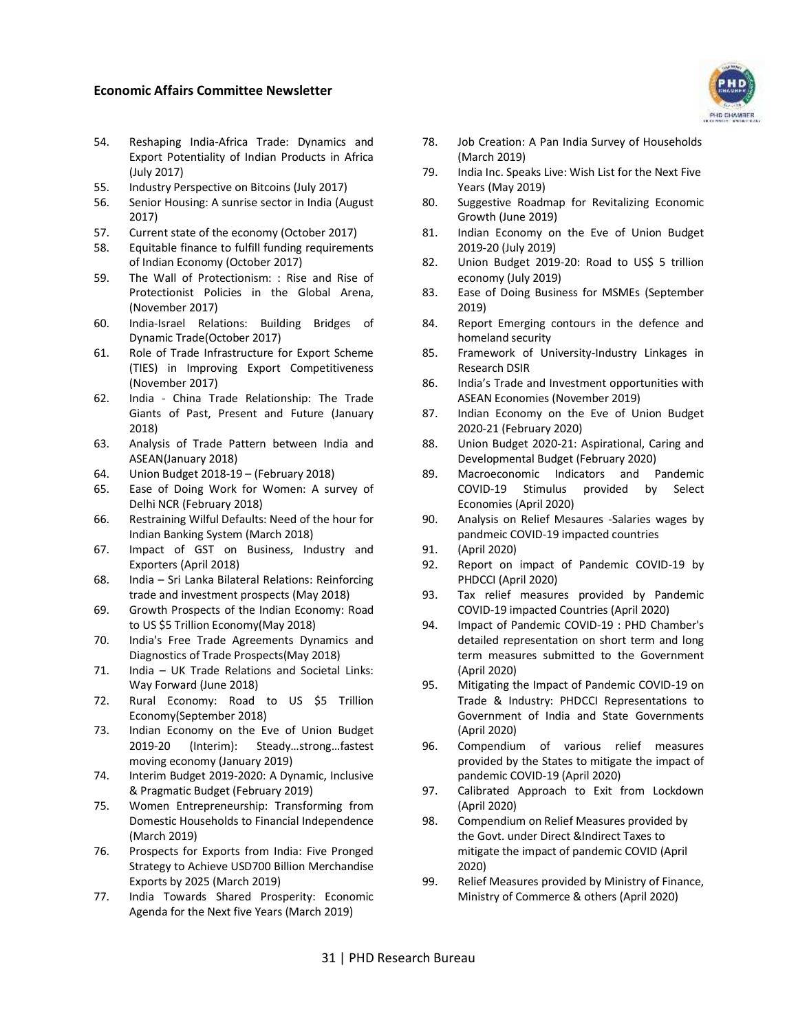54. Reshaping India-Africa Trade: Dynamics and Export Potentiality of Indian Products in Africa (July 2017)
55. Industry Perspective on Bitcoins (July 2017)
56. Senior Housing: A sunrise sector in India (August 2017)
57. Current state of the economy (October 2017)
58. Equitable finance to fulfill funding requirements of Indian Economy (October 2017)
59. The Wall of Protectionism: : Rise and Rise of Protectionist Policies in the Global Arena, (November 2017)
60. India-Israel Relations: Building Bridges of Dynamic Trade(October 2017)
61. Role of Trade Infrastructure for Export Scheme (TIES) in Improving Export Competitiveness (November 2017)
62. India - China Trade Relationship: The Trade Giants of Past, Present and Future (January 2018)
63. Analysis of Trade Pattern between India and ASEAN(January 2018)
64. Union Budget 2018-19 – (February 2018)
65. Ease of Doing Work for Women: A survey of Delhi NCR (February 2018)
66. Restraining Wilful Defaults: Need of the hour for Indian Banking System (March 2018)
67. Impact of GST on Business, Industry and Exporters (April 2018)
68. India – Sri Lanka Bilateral Relations: Reinforcing trade and investment prospects (May 2018)
69. Growth Prospects of the Indian Economy: Road to US $5 Trillion Economy(May 2018)
70. India's Free Trade Agreements Dynamics and Diagnostics of Trade Prospects(May 2018)
71. India – UK Trade Relations and Societal Links: Way Forward (June 2018)
72. Rural Economy: Road to US $5 Trillion Economy(September 2018)
73. Indian Economy on the Eve of Union Budget 2019-20 (Interim): Steady…strong…fastest moving economy (January 2019)
74. Interim Budget 2019-2020: A Dynamic, Inclusive & Pragmatic Budget (February 2019)
75. Women Entrepreneurship: Transforming from Domestic Households to Financial Independence (March 2019)
76. Prospects for Exports from India: Five Pronged Strategy to Achieve USD700 Billion Merchandise Exports by 2025 (March 2019)
77. India Towards Shared Prosperity: Economic Agenda for the Next five Years (March 2019)
78. Job Creation: A Pan India Survey of Households (March 2019)
79. India Inc. Speaks Live: Wish List for the Next Five Years (May 2019)
80. Suggestive Roadmap for Revitalizing Economic Growth (June 2019)
81. Indian Economy on the Eve of Union Budget 2019-20 (July 2019)
82. Union Budget 2019-20: Road to US$ 5 trillion economy (July 2019)
83. Ease of Doing Business for MSMEs (September 2019)
84. Report Emerging contours in the defence and homeland security
85. Framework of University-Industry Linkages in Research DSIR
86. India's Trade and Investment opportunities with ASEAN Economies (November 2019)
87. Indian Economy on the Eve of Union Budget 2020-21 (February 2020)
88. Union Budget 2020-21: Aspirational, Caring and Developmental Budget (February 2020)
89. Macroeconomic Indicators and Pandemic COVID-19 Stimulus provided by Select Economies (April 2020)
90. Analysis on Relief Mesaures -Salaries wages by pandmeic COVID-19 impacted countries
91. (April 2020)
92. Report on impact of Pandemic COVID-19 by PHDCCI (April 2020)
93. Tax relief measures provided by Pandemic COVID-19 impacted Countries (April 2020)
94. Impact of Pandemic COVID-19 : PHD Chamber's detailed representation on short term and long term measures submitted to the Government (April 2020)
95. Mitigating the Impact of Pandemic COVID-19 on Trade & Industry: PHDCCI Representations to Government of India and State Governments (April 2020)
96. Compendium of various relief measures provided by the States to mitigate the impact of pandemic COVID-19 (April 2020)
97. Calibrated Approach to Exit from Lockdown (April 2020)
98. Compendium on Relief Measures provided by the Govt. under Direct &Indirect Taxes to mitigate the impact of pandemic COVID (April 2020)
99. Relief Measures provided by Ministry of Finance, Ministry of Commerce & others (April 2020)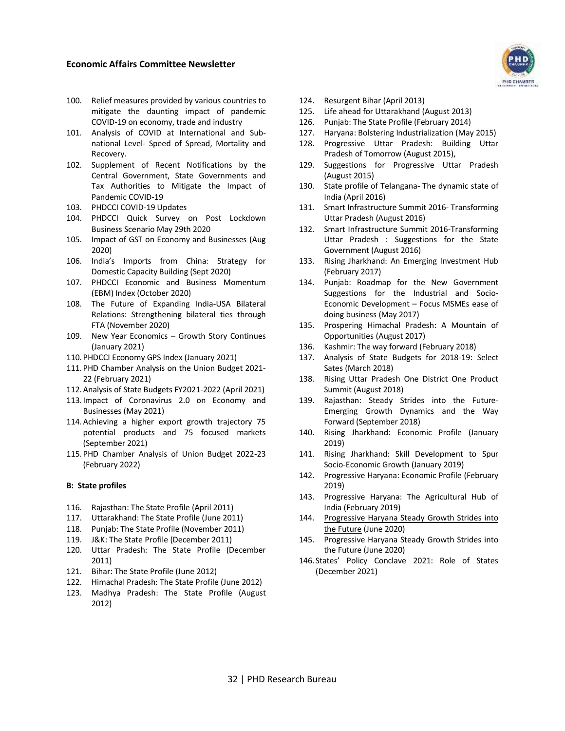100. Relief measures provided by various countries to mitigate the daunting impact of pandemic COVID-19 on economy, trade and industry
101. Analysis of COVID at International and Sub-national Level- Speed of Spread, Mortality and Recovery.
102. Supplement of Recent Notifications by the Central Government, State Governments and Tax Authorities to Mitigate the Impact of Pandemic COVID-19
103. PHDCCI COVID-19 Updates
104. PHDCCI Quick Survey on Post Lockdown Business Scenario May 29th 2020
105. Impact of GST on Economy and Businesses (Aug 2020)
106. India's Imports from China: Strategy for Domestic Capacity Building (Sept 2020)
107. PHDCCI Economic and Business Momentum (EBM) Index (October 2020)
108. The Future of Expanding India-USA Bilateral Relations: Strengthening bilateral ties through FTA (November 2020)
109. New Year Economics – Growth Story Continues (January 2021)
110. PHDCCI Economy GPS Index (January 2021)
111. PHD Chamber Analysis on the Union Budget 2021-22 (February 2021)
112. Analysis of State Budgets FY2021-2022 (April 2021)
113. Impact of Coronavirus 2.0 on Economy and Businesses (May 2021)
114. Achieving a higher export growth trajectory 75 potential products and 75 focused markets (September 2021)
115. PHD Chamber Analysis of Union Budget 2022-23 (February 2022)

**B: State profiles**

116. Rajasthan: The State Profile (April 2011)
117. Uttarakhand: The State Profile (June 2011)
118. Punjab: The State Profile (November 2011)
119. J&K: The State Profile (December 2011)
120. Uttar Pradesh: The State Profile (December 2011)
121. Bihar: The State Profile (June 2012)
122. Himachal Pradesh: The State Profile (June 2012)
123. Madhya Pradesh: The State Profile (August 2012)
124. Resurgent Bihar (April 2013)
125. Life ahead for Uttarakhand (August 2013)
126. Punjab: The State Profile (February 2014)
127. Haryana: Bolstering Industrialization (May 2015)
128. Progressive Uttar Pradesh: Building Uttar Pradesh of Tomorrow (August 2015),
129. Suggestions for Progressive Uttar Pradesh (August 2015)
130. State profile of Telangana- The dynamic state of India (April 2016)
131. Smart Infrastructure Summit 2016- Transforming Uttar Pradesh (August 2016)
132. Smart Infrastructure Summit 2016-Transforming Uttar Pradesh : Suggestions for the State Government (August 2016)
133. Rising Jharkhand: An Emerging Investment Hub (February 2017)
134. Punjab: Roadmap for the New Government Suggestions for the Industrial and Socio-Economic Development – Focus MSMEs ease of doing business (May 2017)
135. Prospering Himachal Pradesh: A Mountain of Opportunities (August 2017)
136. Kashmir: The way forward (February 2018)
137. Analysis of State Budgets for 2018-19: Select Sates (March 2018)
138. Rising Uttar Pradesh One District One Product Summit (August 2018)
139. Rajasthan: Steady Strides into the Future-Emerging Growth Dynamics and the Way Forward (September 2018)
140. Rising Jharkhand: Economic Profile (January 2019)
141. Rising Jharkhand: Skill Development to Spur Socio-Economic Growth (January 2019)
142. Progressive Haryana: Economic Profile (February 2019)
143. Progressive Haryana: The Agricultural Hub of India (February 2019)
144. Progressive Haryana Steady Growth Strides into the Future (June 2020)
145. Progressive Haryana Steady Growth Strides into the Future (June 2020)
146. States' Policy Conclave 2021: Role of States (December 2021)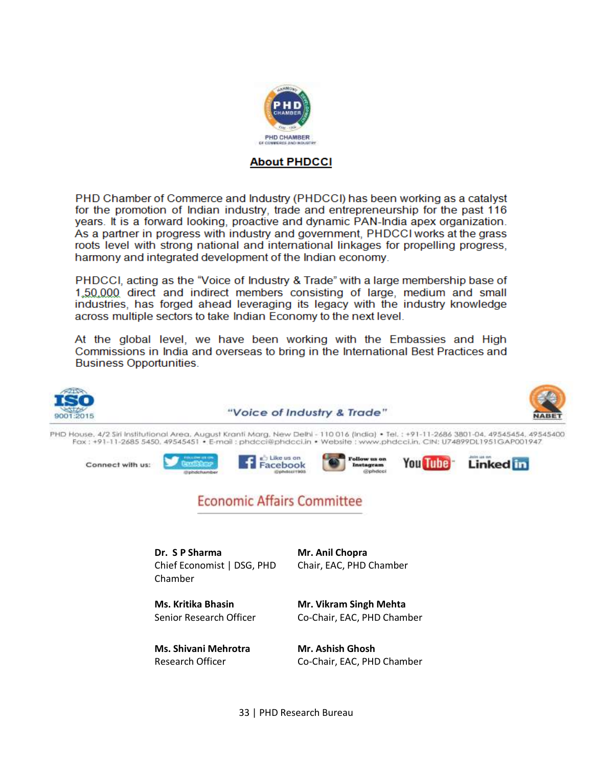PHD CHAMBER OF COMMERCE AND INDUSTRY

## About PHDCCI

PHD Chamber of Commerce and Industry (PHDCCI) has been working as a catalyst for the promotion of Indian industry, trade and entrepreneurship for the past 116 years. It is a forward looking, proactive and dynamic PAN-India apex organization. As a partner in progress with industry and government, PHDCCI works at the grass roots level with strong national and international linkages for propelling progress, harmony and integrated development of the Indian economy.

PHDCCI, acting as the "Voice of Industry & Trade" with a large membership base of 1,50,000 direct and indirect members consisting of large, medium and small industries, has forged ahead leveraging its legacy with the industry knowledge across multiple sectors to take Indian Economy to the next level.

At the global level, we have been working with the Embassies and High Commissions in India and overseas to bring in the International Best Practices and Business Opportunities.

ISO 9001:2015

*"Voice of Industry & Trade"*

NABET

PHD House, 4/2 Siri Institutional Area, August Kranti Marg, New Delhi - 110 016 (India) • Tel. : +91-11-2686 3801-04, 49545454, 49545400
Fax : +91-11-2685 5450, 49545451 • E-mail : phdcci@phdcci.in • Website : www.phdcci.in, CIN: U74899DL1951GAP001947

Connect with us: Twitter @phdchamber | Facebook @phdcci1905 | Instagram @phdcci | YouTube | LinkedIn

## Economic Affairs Committee

**Dr. S P Sharma**
Chief Economist | DSG, PHD Chamber

**Ms. Kritika Bhasin**
Senior Research Officer

**Ms. Shivani Mehrotra**
Research Officer

**Mr. Anil Chopra**
Chair, EAC, PHD Chamber

**Mr. Vikram Singh Mehta**
Co-Chair, EAC, PHD Chamber

**Mr. Ashish Ghosh**
Co-Chair, EAC, PHD Chamber